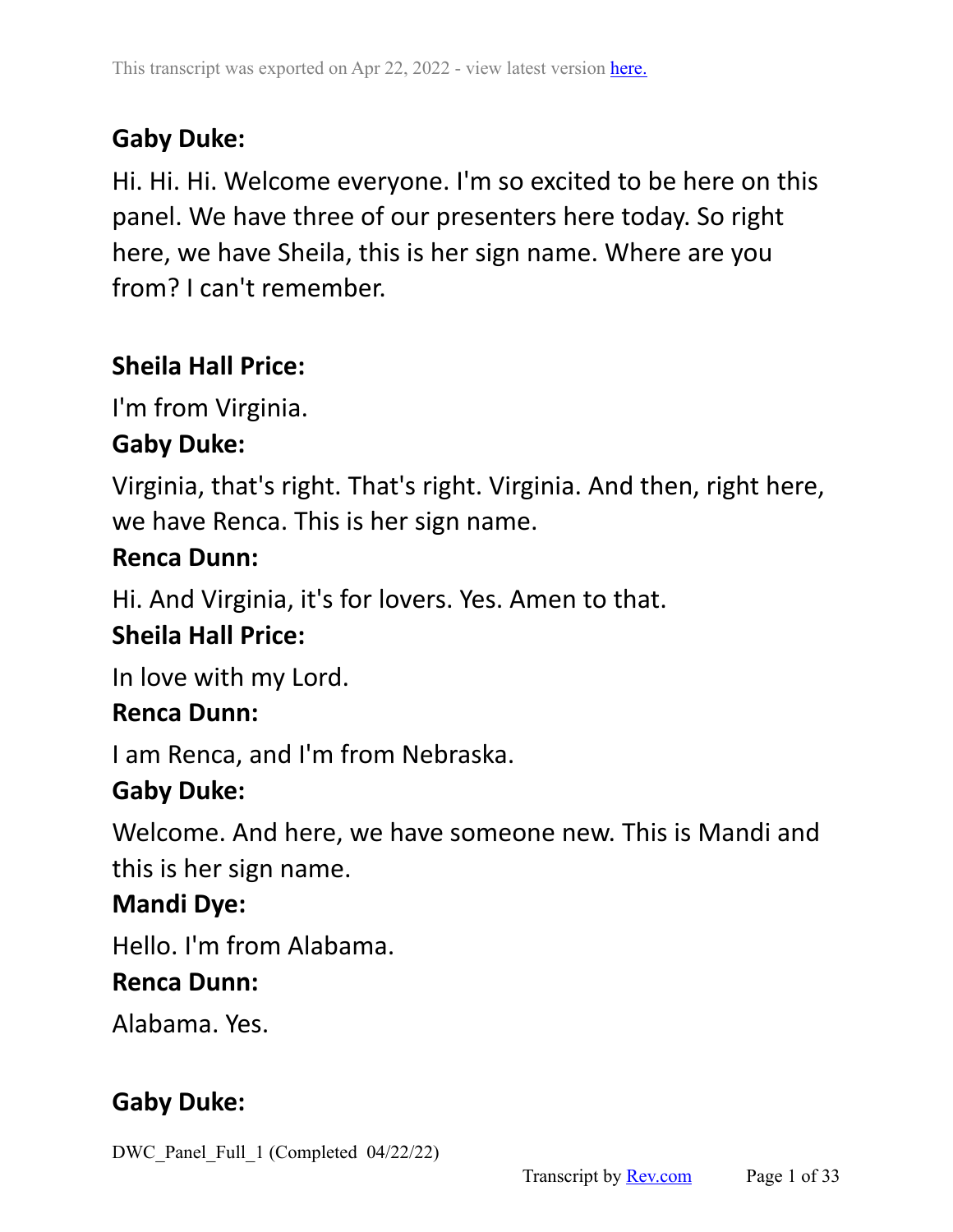**Gaby Duke:**

Hi. Hi. Hi. Welcome everyone. I'm so excited to be here on this panel. We have three of our presenters here today. So right here, we have Sheila, this is her sign name. Where are you from? I can't remember.

**Sheila Hall Price:**

I'm from Virginia.

**Gaby Duke:**

Virginia, that's right. That's right. Virginia. And then, right here, we have Renca. This is her sign name.

**Renca Dunn:**

Hi. And Virginia, it's for lovers. Yes. Amen to that.

**Sheila Hall Price:**

In love with my Lord.

**Renca Dunn:**

I am Renca, and I'm from Nebraska.

**Gaby Duke:**

Welcome. And here, we have someone new. This is Mandi and this is her sign name.

**Mandi Dye:**

Hello. I'm from Alabama.

**Renca Dunn:**

Alabama. Yes.

**Gaby Duke:**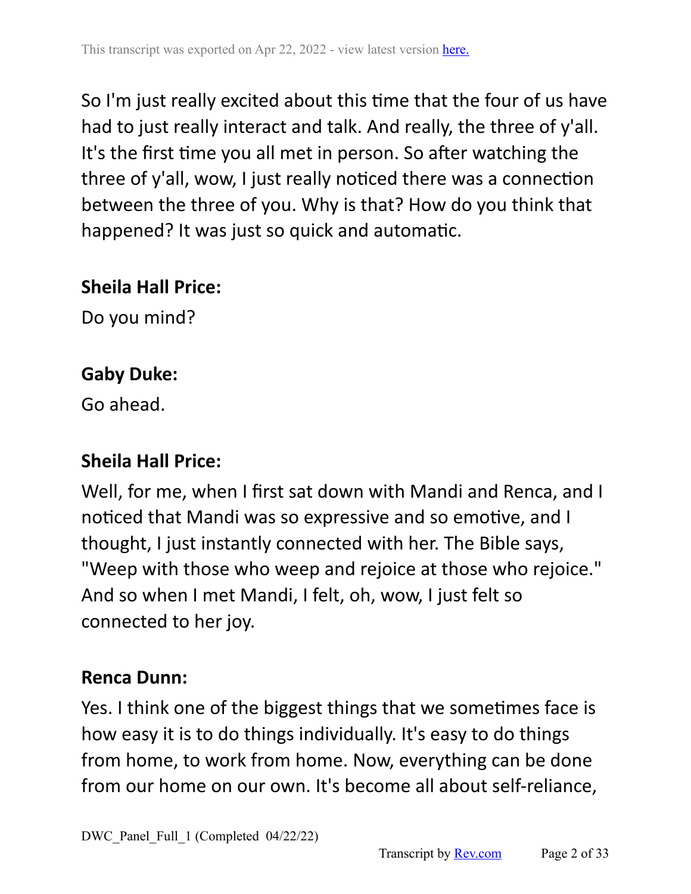So I'm just really excited about this time that the four of us have had to just really interact and talk. And really, the three of y'all. It's the first time you all met in person. So after watching the three of y'all, wow, I just really noticed there was a connection between the three of you. Why is that? How do you think that happened? It was just so quick and automatic.

**Sheila Hall Price:**

Do you mind?

**Gaby Duke:**

Go ahead.

**Sheila Hall Price:**

Well, for me, when I first sat down with Mandi and Renca, and I noticed that Mandi was so expressive and so emotive, and I thought, I just instantly connected with her. The Bible says, "Weep with those who weep and rejoice at those who rejoice." And so when I met Mandi, I felt, oh, wow, I just felt so connected to her joy.

**Renca Dunn:**

Yes. I think one of the biggest things that we sometimes face is how easy it is to do things individually. It's easy to do things from home, to work from home. Now, everything can be done from our home on our own. It's become all about self-reliance,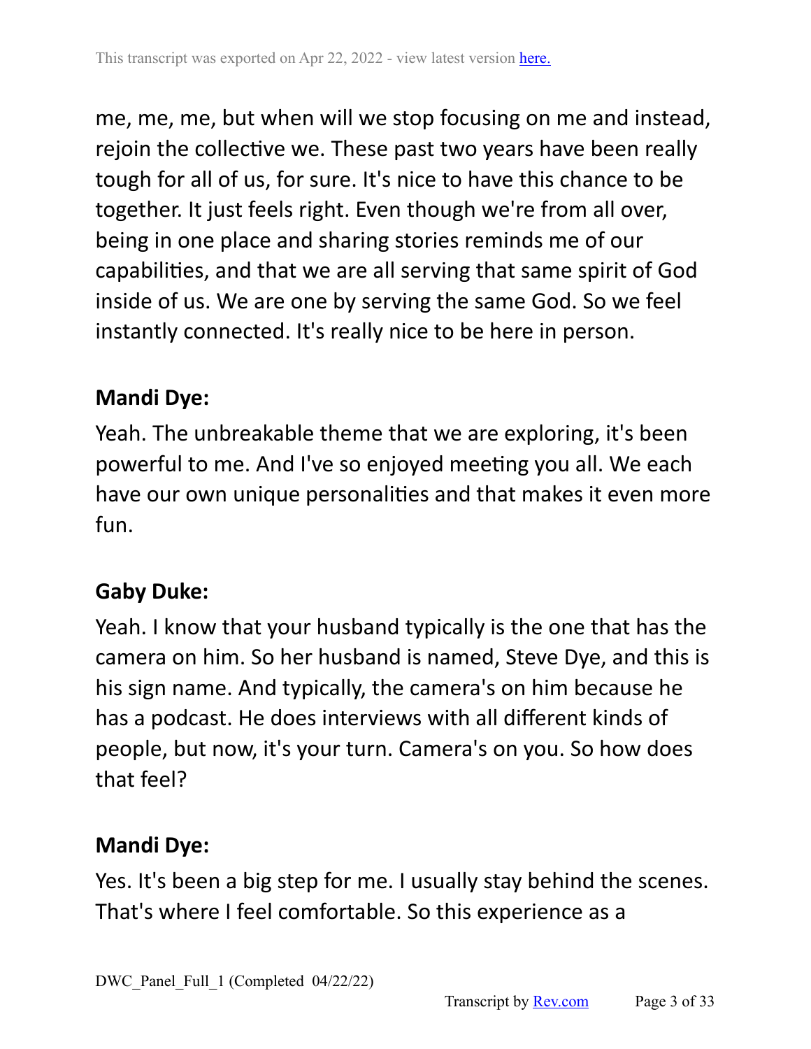me, me, me, but when will we stop focusing on me and instead, rejoin the collective we. These past two years have been really tough for all of us, for sure. It's nice to have this chance to be together. It just feels right. Even though we're from all over, being in one place and sharing stories reminds me of our capabilities, and that we are all serving that same spirit of God inside of us. We are one by serving the same God. So we feel instantly connected. It's really nice to be here in person.

**Mandi Dye:**

Yeah. The unbreakable theme that we are exploring, it's been powerful to me. And I've so enjoyed meeting you all. We each have our own unique personalities and that makes it even more fun.

**Gaby Duke:**

Yeah. I know that your husband typically is the one that has the camera on him. So her husband is named, Steve Dye, and this is his sign name. And typically, the camera's on him because he has a podcast. He does interviews with all different kinds of people, but now, it's your turn. Camera's on you. So how does that feel?

**Mandi Dye:**

Yes. It's been a big step for me. I usually stay behind the scenes. That's where I feel comfortable. So this experience as a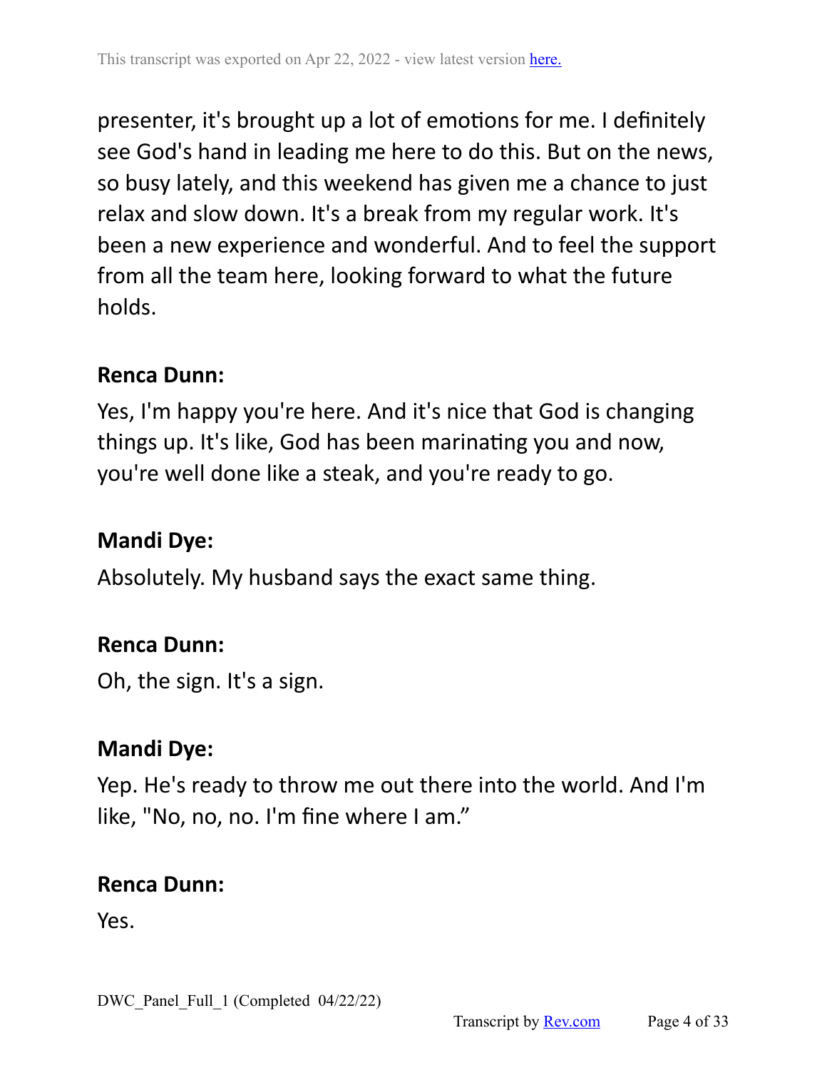presenter, it's brought up a lot of emotions for me. I definitely see God's hand in leading me here to do this. But on the news, so busy lately, and this weekend has given me a chance to just relax and slow down. It's a break from my regular work. It's been a new experience and wonderful. And to feel the support from all the team here, looking forward to what the future holds.

**Renca Dunn:**

Yes, I'm happy you're here. And it's nice that God is changing things up. It's like, God has been marinating you and now, you're well done like a steak, and you're ready to go.

**Mandi Dye:**

Absolutely. My husband says the exact same thing.

**Renca Dunn:**

Oh, the sign. It's a sign.

**Mandi Dye:**

Yep. He's ready to throw me out there into the world. And I'm like, "No, no, no. I'm fine where I am."

**Renca Dunn:**

Yes.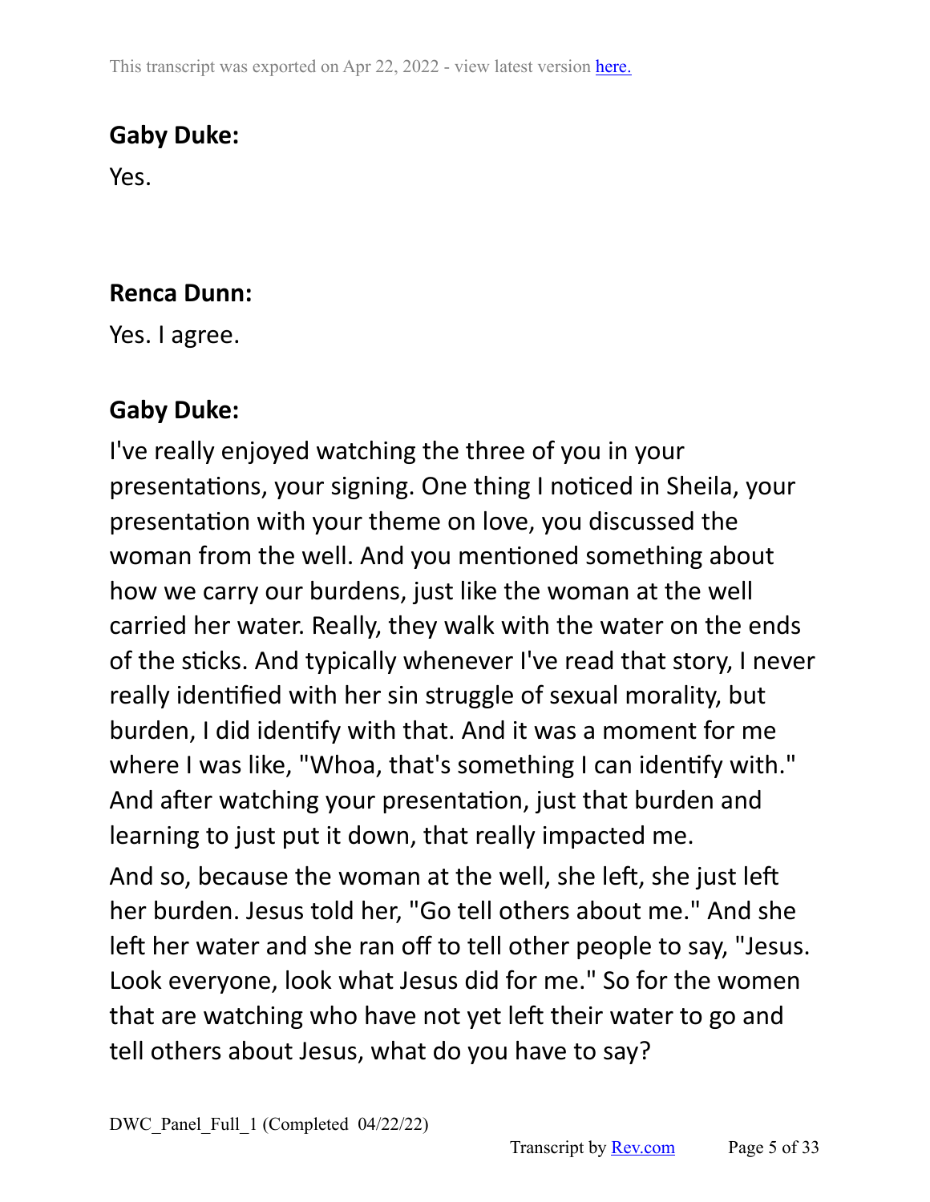**Gaby Duke:**

Yes.

**Renca Dunn:**

Yes. I agree.

**Gaby Duke:**

I've really enjoyed watching the three of you in your presentations, your signing. One thing I noticed in Sheila, your presentation with your theme on love, you discussed the woman from the well. And you mentioned something about how we carry our burdens, just like the woman at the well carried her water. Really, they walk with the water on the ends of the sticks. And typically whenever I've read that story, I never really identified with her sin struggle of sexual morality, but burden, I did identify with that. And it was a moment for me where I was like, "Whoa, that's something I can identify with." And after watching your presentation, just that burden and learning to just put it down, that really impacted me.

And so, because the woman at the well, she left, she just left her burden. Jesus told her, "Go tell others about me." And she left her water and she ran off to tell other people to say, "Jesus. Look everyone, look what Jesus did for me." So for the women that are watching who have not yet left their water to go and tell others about Jesus, what do you have to say?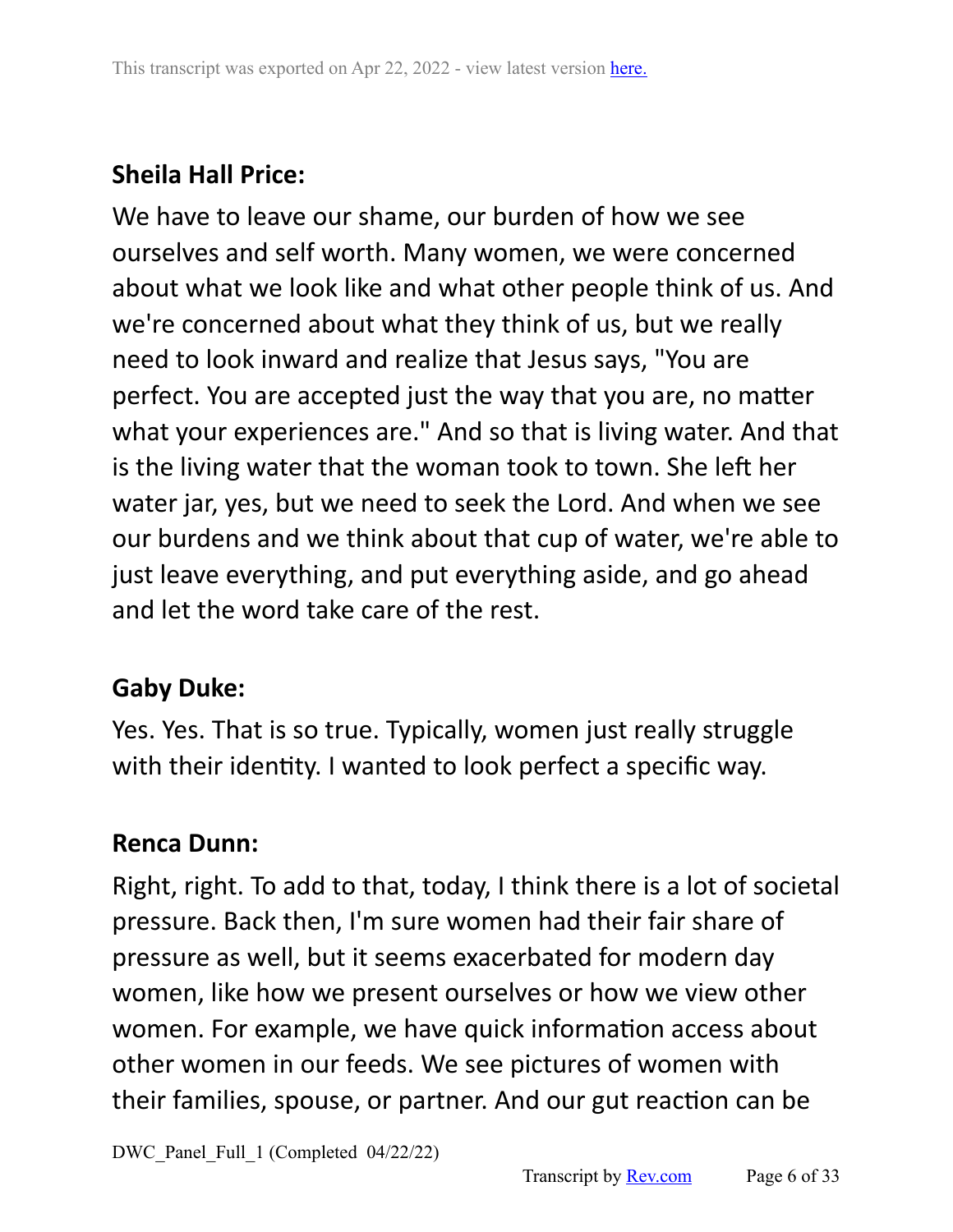**Sheila Hall Price:**

We have to leave our shame, our burden of how we see ourselves and self worth. Many women, we were concerned about what we look like and what other people think of us. And we're concerned about what they think of us, but we really need to look inward and realize that Jesus says, "You are perfect. You are accepted just the way that you are, no matter what your experiences are." And so that is living water. And that is the living water that the woman took to town. She left her water jar, yes, but we need to seek the Lord. And when we see our burdens and we think about that cup of water, we're able to just leave everything, and put everything aside, and go ahead and let the word take care of the rest.

**Gaby Duke:**

Yes. Yes. That is so true. Typically, women just really struggle with their identity. I wanted to look perfect a specific way.

**Renca Dunn:**

Right, right. To add to that, today, I think there is a lot of societal pressure. Back then, I'm sure women had their fair share of pressure as well, but it seems exacerbated for modern day women, like how we present ourselves or how we view other women. For example, we have quick information access about other women in our feeds. We see pictures of women with their families, spouse, or partner. And our gut reaction can be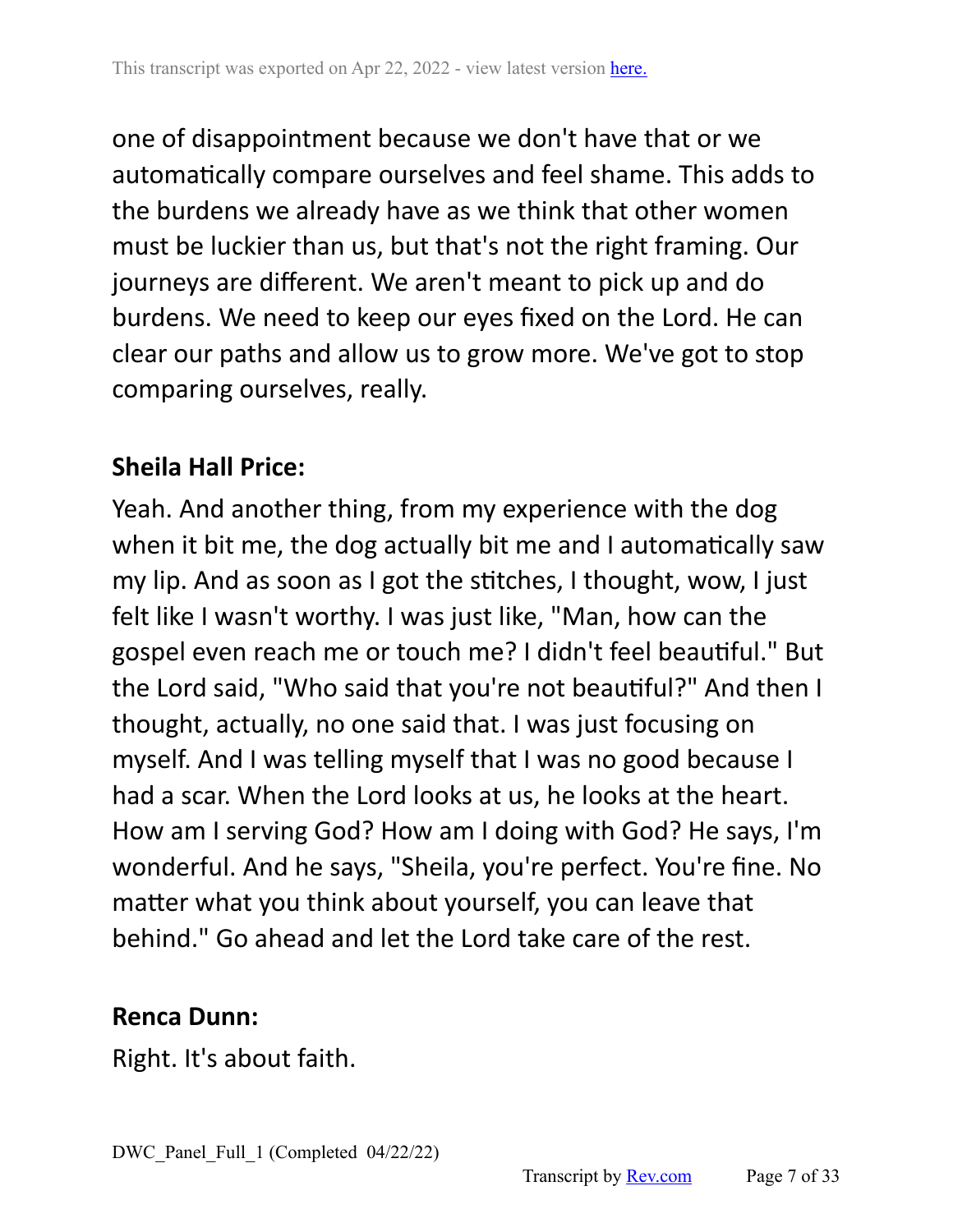one of disappointment because we don't have that or we automatically compare ourselves and feel shame. This adds to the burdens we already have as we think that other women must be luckier than us, but that's not the right framing. Our journeys are different. We aren't meant to pick up and do burdens. We need to keep our eyes fixed on the Lord. He can clear our paths and allow us to grow more. We've got to stop comparing ourselves, really.

**Sheila Hall Price:**

Yeah. And another thing, from my experience with the dog when it bit me, the dog actually bit me and I automatically saw my lip. And as soon as I got the stitches, I thought, wow, I just felt like I wasn't worthy. I was just like, "Man, how can the gospel even reach me or touch me? I didn't feel beautiful." But the Lord said, "Who said that you're not beautiful?" And then I thought, actually, no one said that. I was just focusing on myself. And I was telling myself that I was no good because I had a scar. When the Lord looks at us, he looks at the heart. How am I serving God? How am I doing with God? He says, I'm wonderful. And he says, "Sheila, you're perfect. You're fine. No matter what you think about yourself, you can leave that behind." Go ahead and let the Lord take care of the rest.

**Renca Dunn:**

Right. It's about faith.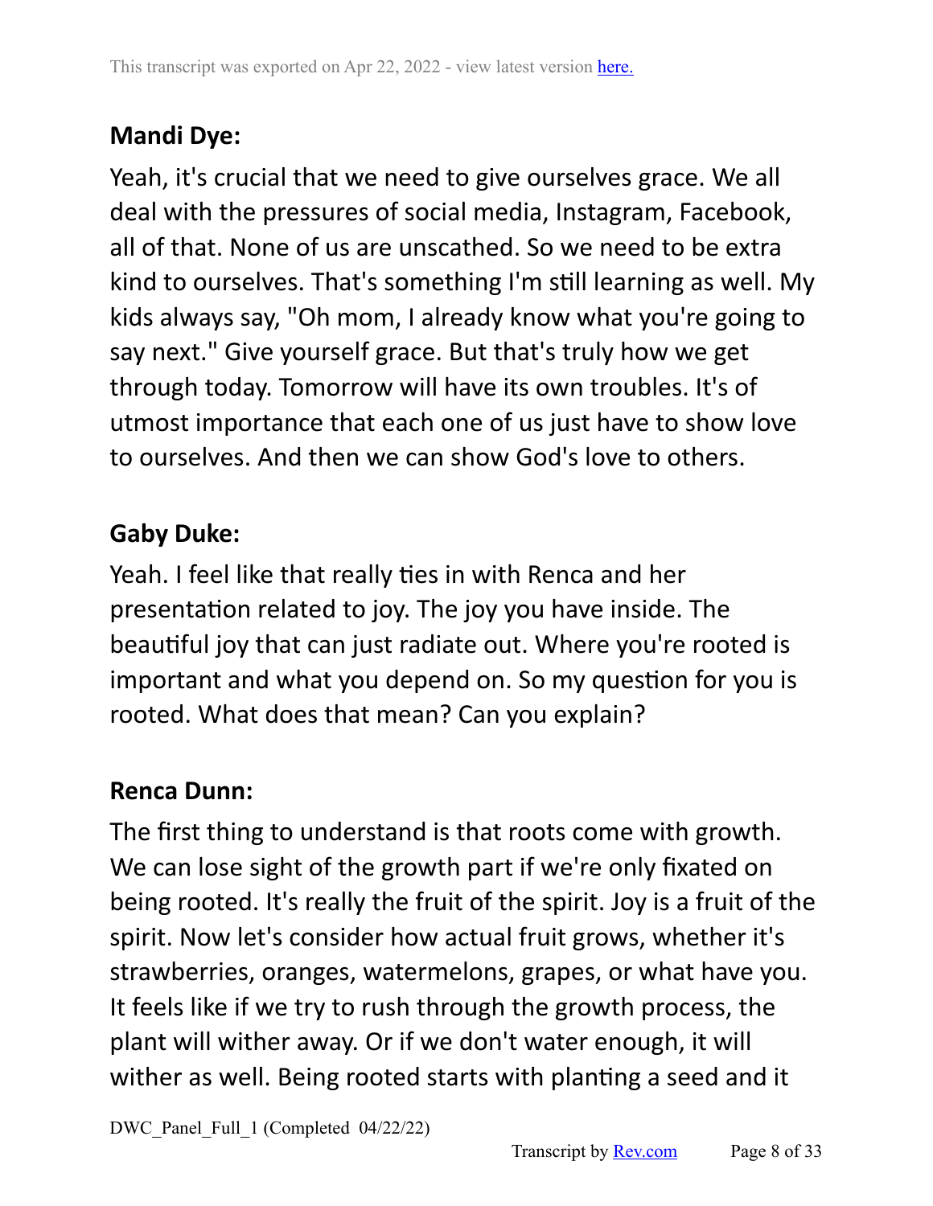**Mandi Dye:**

Yeah, it's crucial that we need to give ourselves grace. We all deal with the pressures of social media, Instagram, Facebook, all of that. None of us are unscathed. So we need to be extra kind to ourselves. That's something I'm still learning as well. My kids always say, "Oh mom, I already know what you're going to say next." Give yourself grace. But that's truly how we get through today. Tomorrow will have its own troubles. It's of utmost importance that each one of us just have to show love to ourselves. And then we can show God's love to others.

**Gaby Duke:**

Yeah. I feel like that really ties in with Renca and her presentation related to joy. The joy you have inside. The beautiful joy that can just radiate out. Where you're rooted is important and what you depend on. So my question for you is rooted. What does that mean? Can you explain?

**Renca Dunn:**

The first thing to understand is that roots come with growth. We can lose sight of the growth part if we're only fixated on being rooted. It's really the fruit of the spirit. Joy is a fruit of the spirit. Now let's consider how actual fruit grows, whether it's strawberries, oranges, watermelons, grapes, or what have you. It feels like if we try to rush through the growth process, the plant will wither away. Or if we don't water enough, it will wither as well. Being rooted starts with planting a seed and it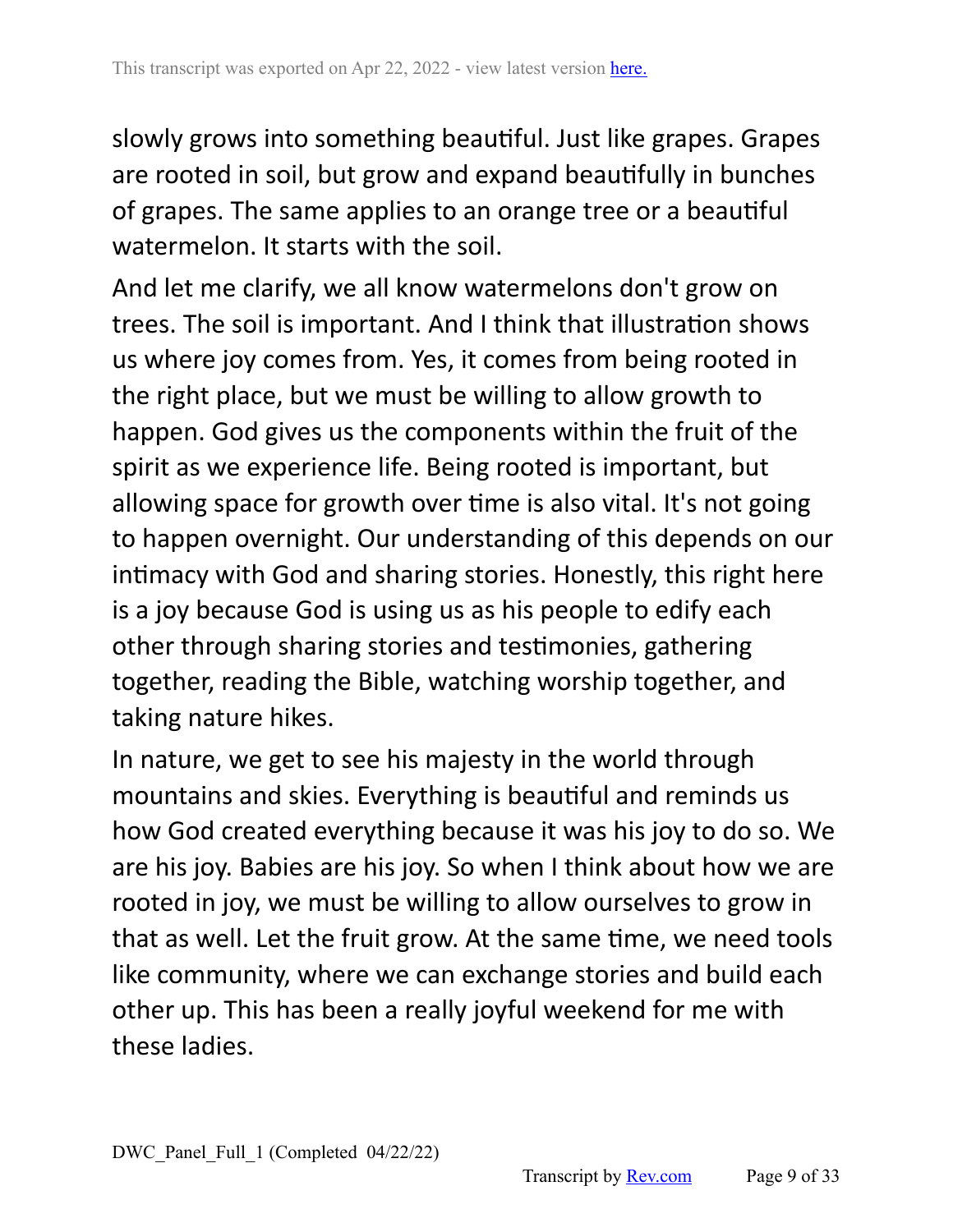slowly grows into something beautiful. Just like grapes. Grapes are rooted in soil, but grow and expand beautifully in bunches of grapes. The same applies to an orange tree or a beautiful watermelon. It starts with the soil.

And let me clarify, we all know watermelons don't grow on trees. The soil is important. And I think that illustration shows us where joy comes from. Yes, it comes from being rooted in the right place, but we must be willing to allow growth to happen. God gives us the components within the fruit of the spirit as we experience life. Being rooted is important, but allowing space for growth over time is also vital. It's not going to happen overnight. Our understanding of this depends on our intimacy with God and sharing stories. Honestly, this right here is a joy because God is using us as his people to edify each other through sharing stories and testimonies, gathering together, reading the Bible, watching worship together, and taking nature hikes.

In nature, we get to see his majesty in the world through mountains and skies. Everything is beautiful and reminds us how God created everything because it was his joy to do so. We are his joy. Babies are his joy. So when I think about how we are rooted in joy, we must be willing to allow ourselves to grow in that as well. Let the fruit grow. At the same time, we need tools like community, where we can exchange stories and build each other up. This has been a really joyful weekend for me with these ladies.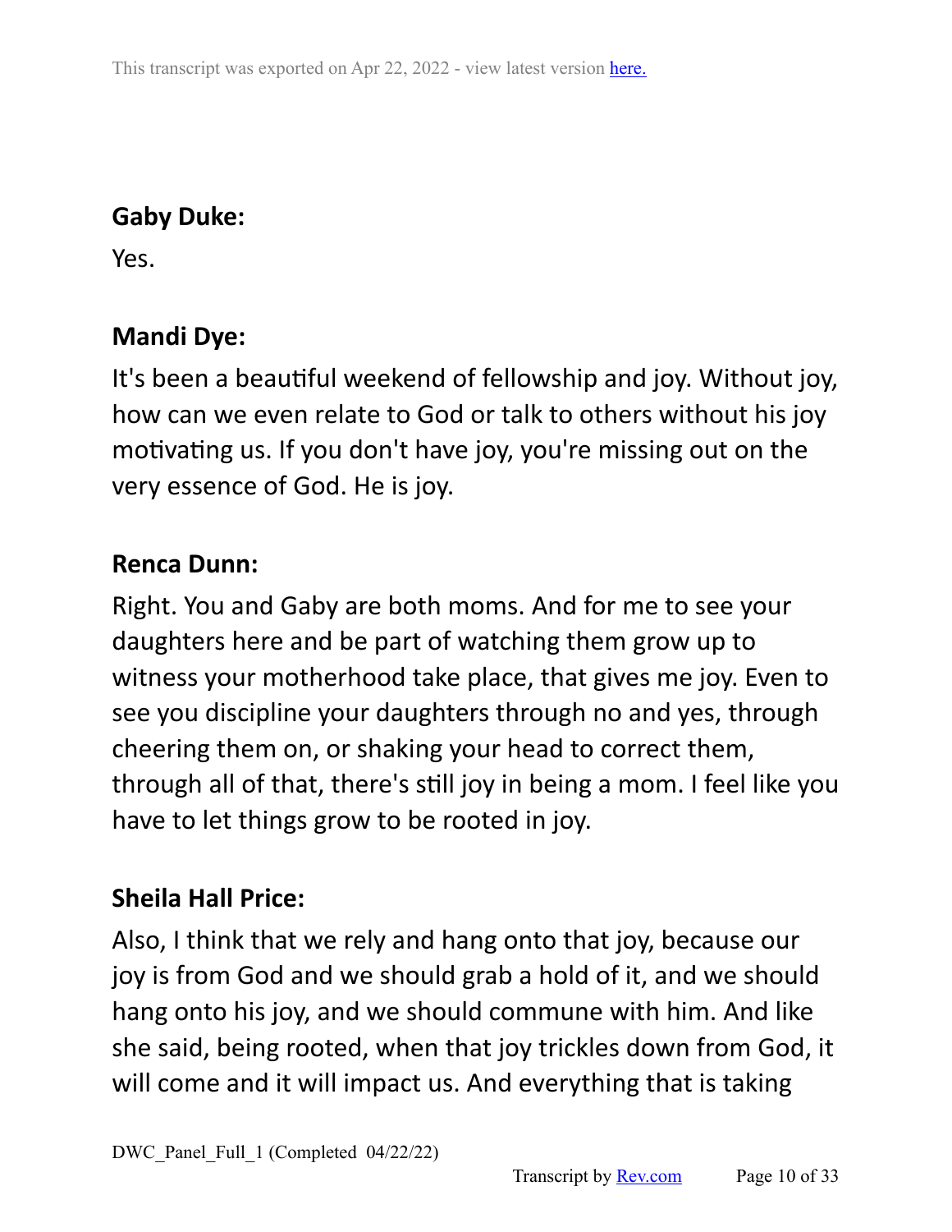**Gaby Duke:**

Yes.

**Mandi Dye:**

It's been a beautiful weekend of fellowship and joy. Without joy, how can we even relate to God or talk to others without his joy motivating us. If you don't have joy, you're missing out on the very essence of God. He is joy.

**Renca Dunn:**

Right. You and Gaby are both moms. And for me to see your daughters here and be part of watching them grow up to witness your motherhood take place, that gives me joy. Even to see you discipline your daughters through no and yes, through cheering them on, or shaking your head to correct them, through all of that, there's still joy in being a mom. I feel like you have to let things grow to be rooted in joy.

**Sheila Hall Price:**

Also, I think that we rely and hang onto that joy, because our joy is from God and we should grab a hold of it, and we should hang onto his joy, and we should commune with him. And like she said, being rooted, when that joy trickles down from God, it will come and it will impact us. And everything that is taking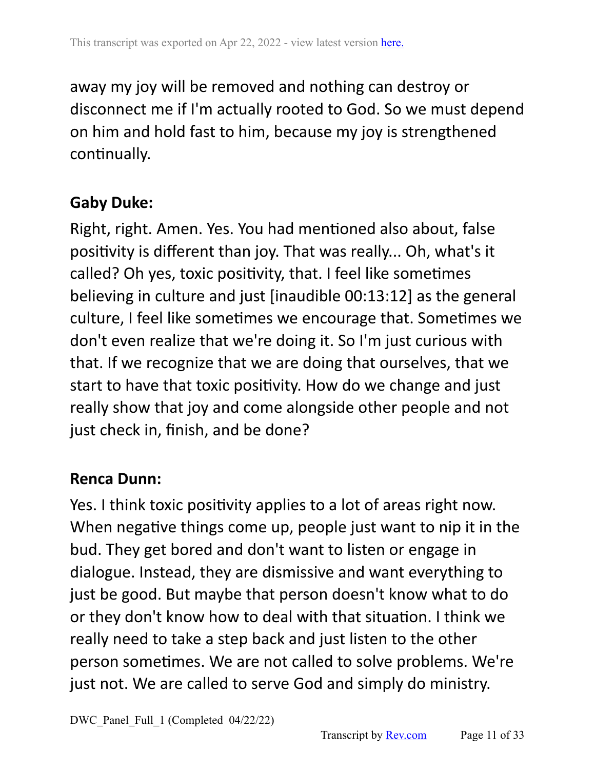away my joy will be removed and nothing can destroy or disconnect me if I'm actually rooted to God. So we must depend on him and hold fast to him, because my joy is strengthened continually.

**Gaby Duke:**

Right, right. Amen. Yes. You had mentioned also about, false positivity is different than joy. That was really... Oh, what's it called? Oh yes, toxic positivity, that. I feel like sometimes believing in culture and just [inaudible 00:13:12] as the general culture, I feel like sometimes we encourage that. Sometimes we don't even realize that we're doing it. So I'm just curious with that. If we recognize that we are doing that ourselves, that we start to have that toxic positivity. How do we change and just really show that joy and come alongside other people and not just check in, finish, and be done?

**Renca Dunn:**

Yes. I think toxic positivity applies to a lot of areas right now. When negative things come up, people just want to nip it in the bud. They get bored and don't want to listen or engage in dialogue. Instead, they are dismissive and want everything to just be good. But maybe that person doesn't know what to do or they don't know how to deal with that situation. I think we really need to take a step back and just listen to the other person sometimes. We are not called to solve problems. We're just not. We are called to serve God and simply do ministry.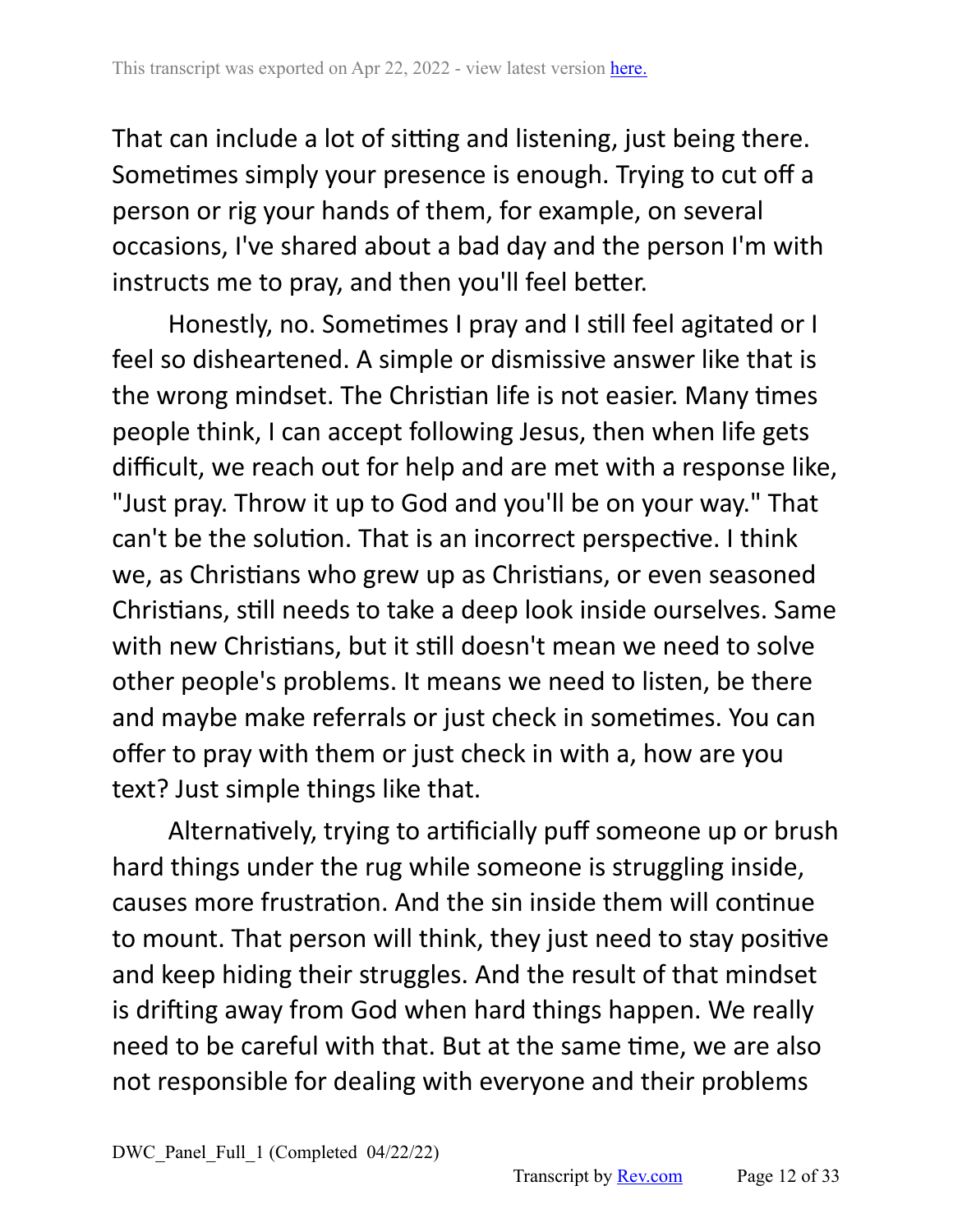That can include a lot of sitting and listening, just being there. Sometimes simply your presence is enough. Trying to cut off a person or rig your hands of them, for example, on several occasions, I've shared about a bad day and the person I'm with instructs me to pray, and then you'll feel better.

Honestly, no. Sometimes I pray and I still feel agitated or I feel so disheartened. A simple or dismissive answer like that is the wrong mindset. The Christian life is not easier. Many times people think, I can accept following Jesus, then when life gets difficult, we reach out for help and are met with a response like, "Just pray. Throw it up to God and you'll be on your way." That can't be the solution. That is an incorrect perspective. I think we, as Christians who grew up as Christians, or even seasoned Christians, still needs to take a deep look inside ourselves. Same with new Christians, but it still doesn't mean we need to solve other people's problems. It means we need to listen, be there and maybe make referrals or just check in sometimes. You can offer to pray with them or just check in with a, how are you text? Just simple things like that.

Alternatively, trying to artificially puff someone up or brush hard things under the rug while someone is struggling inside, causes more frustration. And the sin inside them will continue to mount. That person will think, they just need to stay positive and keep hiding their struggles. And the result of that mindset is drifting away from God when hard things happen. We really need to be careful with that. But at the same time, we are also not responsible for dealing with everyone and their problems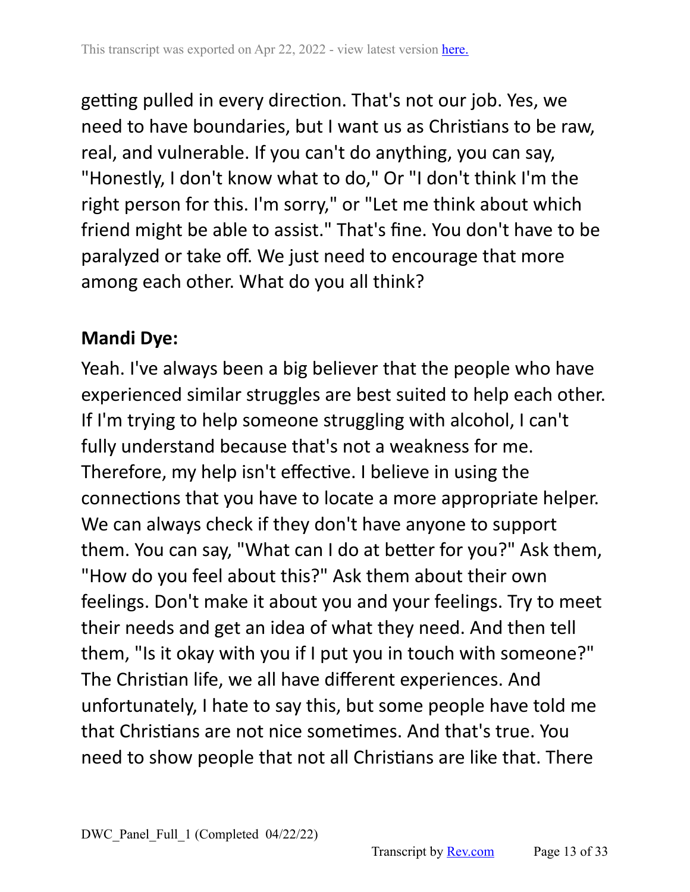getting pulled in every direction. That's not our job. Yes, we need to have boundaries, but I want us as Christians to be raw, real, and vulnerable. If you can't do anything, you can say, "Honestly, I don't know what to do," Or "I don't think I'm the right person for this. I'm sorry," or "Let me think about which friend might be able to assist." That's fine. You don't have to be paralyzed or take off. We just need to encourage that more among each other. What do you all think?

**Mandi Dye:**

Yeah. I've always been a big believer that the people who have experienced similar struggles are best suited to help each other. If I'm trying to help someone struggling with alcohol, I can't fully understand because that's not a weakness for me. Therefore, my help isn't effective. I believe in using the connections that you have to locate a more appropriate helper. We can always check if they don't have anyone to support them. You can say, "What can I do at better for you?" Ask them, "How do you feel about this?" Ask them about their own feelings. Don't make it about you and your feelings. Try to meet their needs and get an idea of what they need. And then tell them, "Is it okay with you if I put you in touch with someone?" The Christian life, we all have different experiences. And unfortunately, I hate to say this, but some people have told me that Christians are not nice sometimes. And that's true. You need to show people that not all Christians are like that. There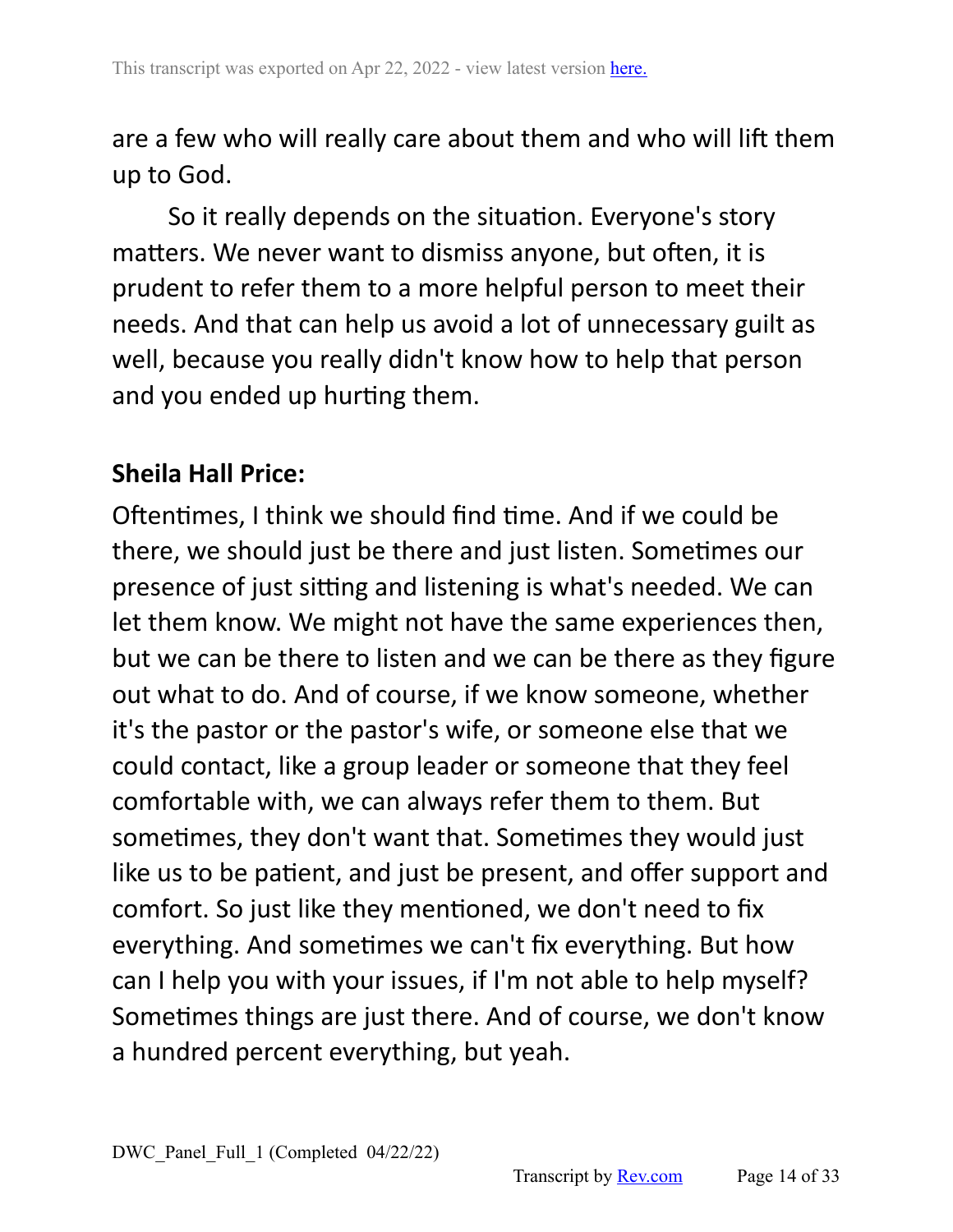are a few who will really care about them and who will lift them up to God.

So it really depends on the situation. Everyone's story matters. We never want to dismiss anyone, but often, it is prudent to refer them to a more helpful person to meet their needs. And that can help us avoid a lot of unnecessary guilt as well, because you really didn't know how to help that person and you ended up hurting them.

**Sheila Hall Price:**

Oftentimes, I think we should find time. And if we could be there, we should just be there and just listen. Sometimes our presence of just sitting and listening is what's needed. We can let them know. We might not have the same experiences then, but we can be there to listen and we can be there as they figure out what to do. And of course, if we know someone, whether it's the pastor or the pastor's wife, or someone else that we could contact, like a group leader or someone that they feel comfortable with, we can always refer them to them. But sometimes, they don't want that. Sometimes they would just like us to be patient, and just be present, and offer support and comfort. So just like they mentioned, we don't need to fix everything. And sometimes we can't fix everything. But how can I help you with your issues, if I'm not able to help myself? Sometimes things are just there. And of course, we don't know a hundred percent everything, but yeah.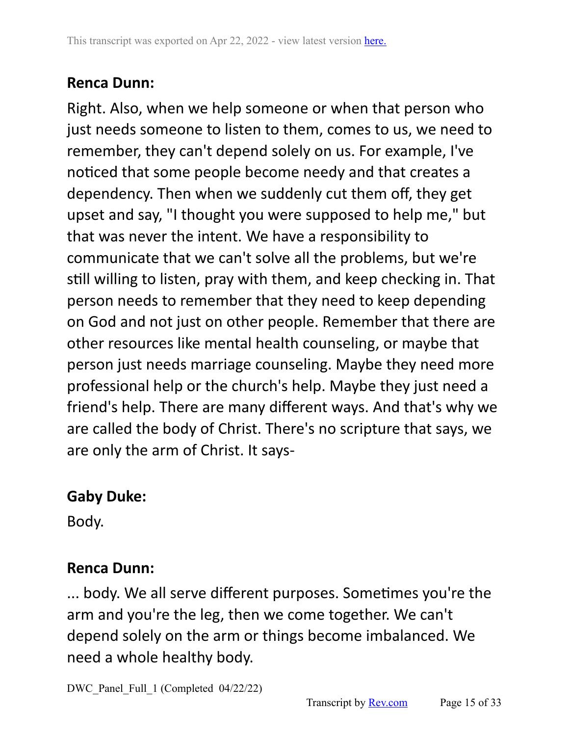**Renca Dunn:**

Right. Also, when we help someone or when that person who just needs someone to listen to them, comes to us, we need to remember, they can't depend solely on us. For example, I've noticed that some people become needy and that creates a dependency. Then when we suddenly cut them off, they get upset and say, "I thought you were supposed to help me," but that was never the intent. We have a responsibility to communicate that we can't solve all the problems, but we're still willing to listen, pray with them, and keep checking in. That person needs to remember that they need to keep depending on God and not just on other people. Remember that there are other resources like mental health counseling, or maybe that person just needs marriage counseling. Maybe they need more professional help or the church's help. Maybe they just need a friend's help. There are many different ways. And that's why we are called the body of Christ. There's no scripture that says, we are only the arm of Christ. It says-

**Gaby Duke:**

Body.

**Renca Dunn:**

... body. We all serve different purposes. Sometimes you're the arm and you're the leg, then we come together. We can't depend solely on the arm or things become imbalanced. We need a whole healthy body.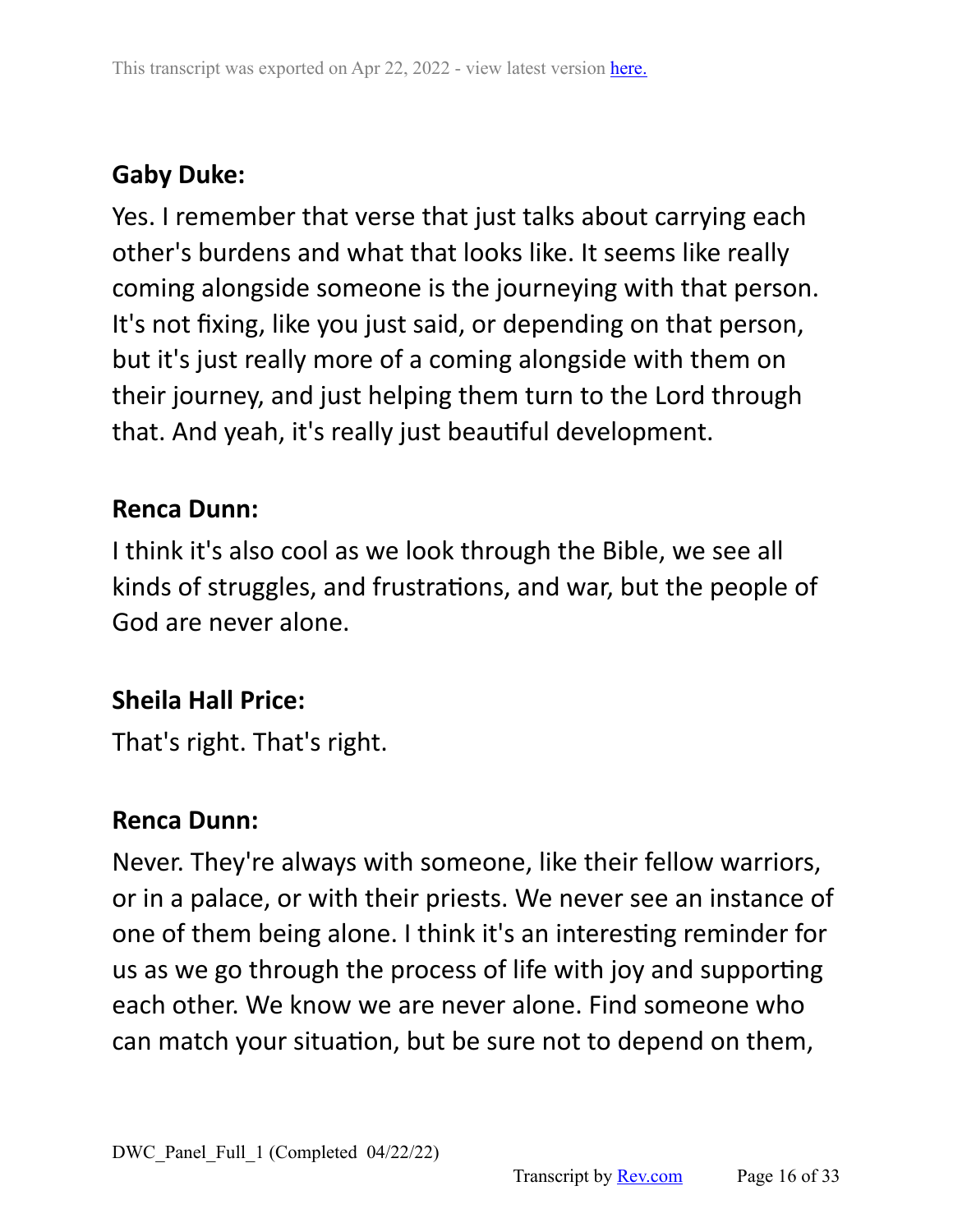**Gaby Duke:**

Yes. I remember that verse that just talks about carrying each other's burdens and what that looks like. It seems like really coming alongside someone is the journeying with that person. It's not fixing, like you just said, or depending on that person, but it's just really more of a coming alongside with them on their journey, and just helping them turn to the Lord through that. And yeah, it's really just beautiful development.

**Renca Dunn:**

I think it's also cool as we look through the Bible, we see all kinds of struggles, and frustrations, and war, but the people of God are never alone.

**Sheila Hall Price:**

That's right. That's right.

**Renca Dunn:**

Never. They're always with someone, like their fellow warriors, or in a palace, or with their priests. We never see an instance of one of them being alone. I think it's an interesting reminder for us as we go through the process of life with joy and supporting each other. We know we are never alone. Find someone who can match your situation, but be sure not to depend on them,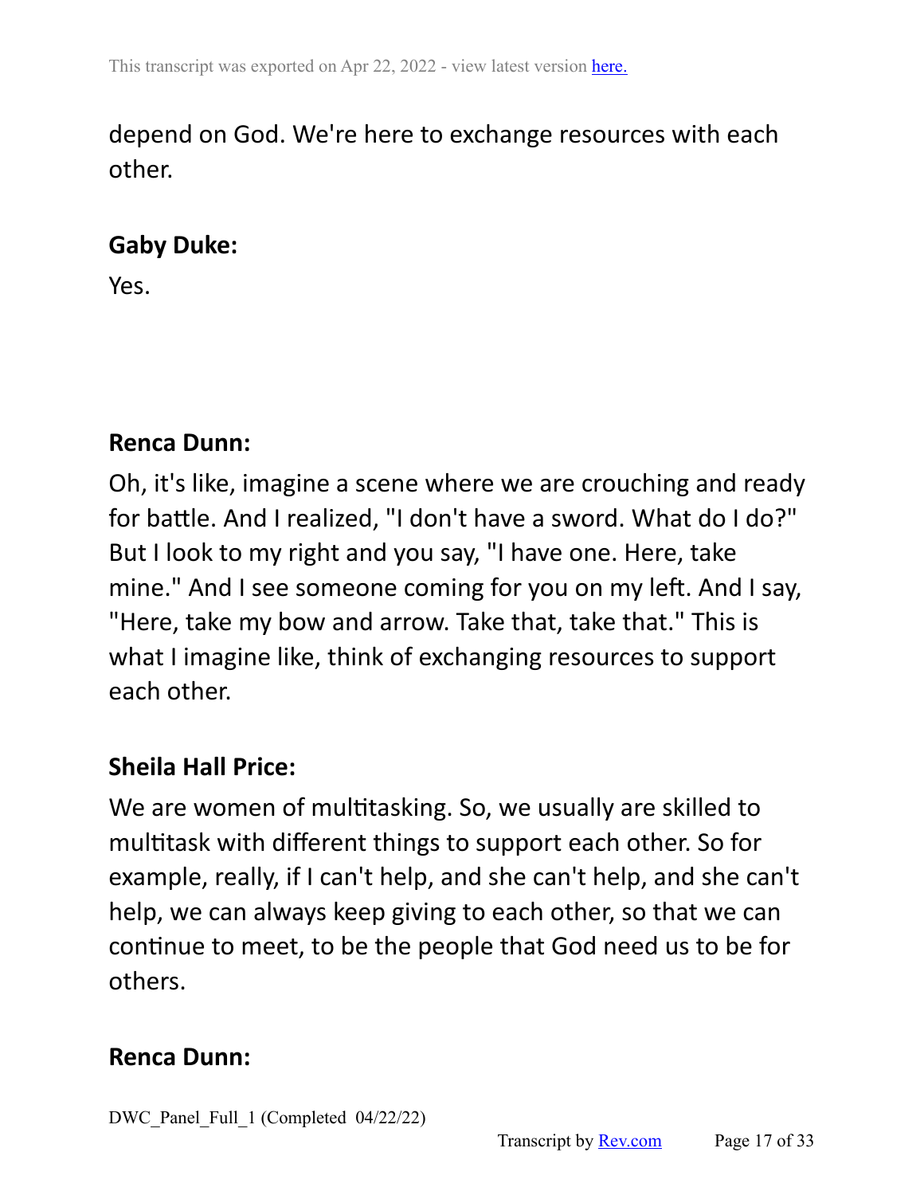depend on God. We're here to exchange resources with each other.

**Gaby Duke:**

Yes.

**Renca Dunn:**

Oh, it's like, imagine a scene where we are crouching and ready for battle. And I realized, "I don't have a sword. What do I do?" But I look to my right and you say, "I have one. Here, take mine." And I see someone coming for you on my left. And I say, "Here, take my bow and arrow. Take that, take that." This is what I imagine like, think of exchanging resources to support each other.

**Sheila Hall Price:**

We are women of multitasking. So, we usually are skilled to multitask with different things to support each other. So for example, really, if I can't help, and she can't help, and she can't help, we can always keep giving to each other, so that we can continue to meet, to be the people that God need us to be for others.

**Renca Dunn:**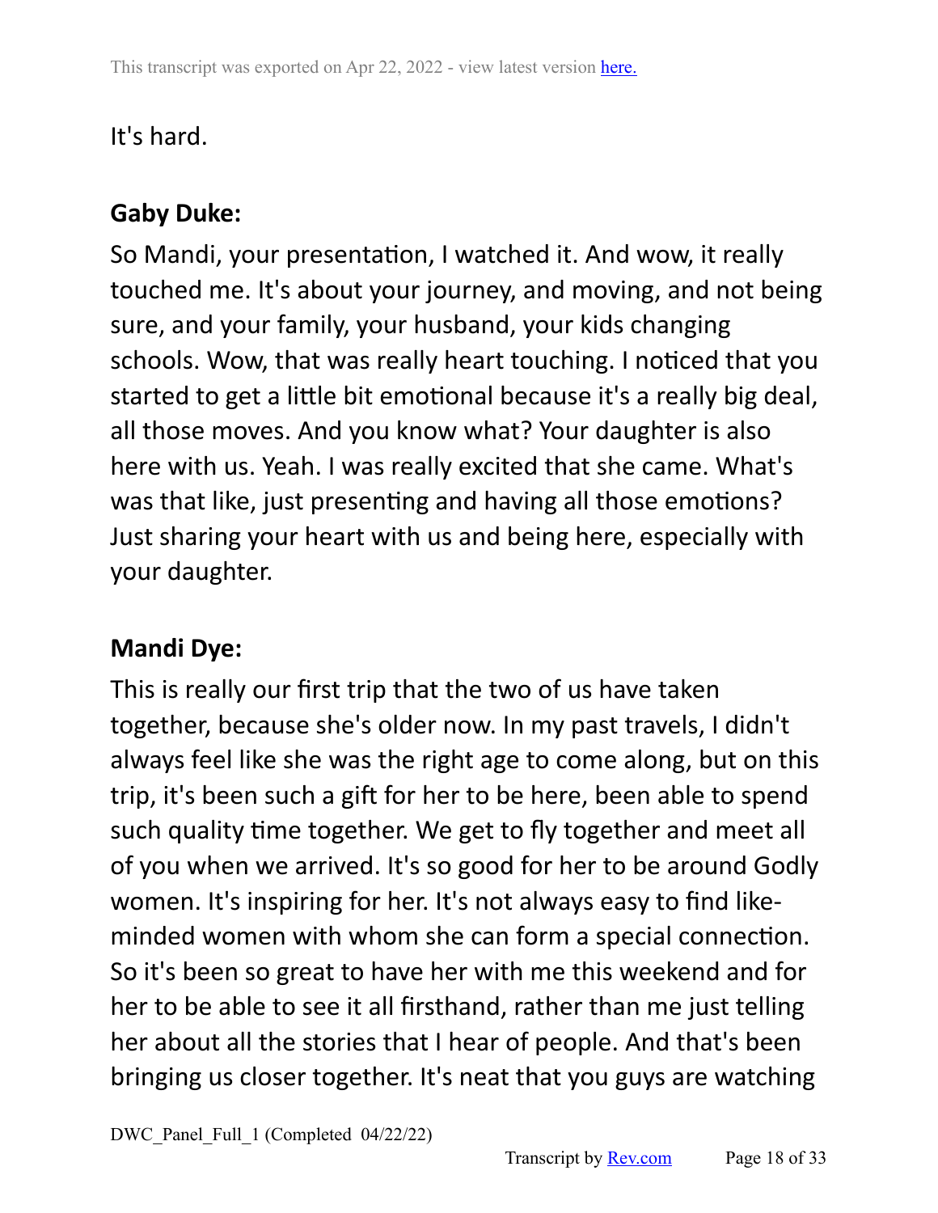It's hard.

**Gaby Duke:**

So Mandi, your presentation, I watched it. And wow, it really touched me. It's about your journey, and moving, and not being sure, and your family, your husband, your kids changing schools. Wow, that was really heart touching. I noticed that you started to get a little bit emotional because it's a really big deal, all those moves. And you know what? Your daughter is also here with us. Yeah. I was really excited that she came. What's was that like, just presenting and having all those emotions? Just sharing your heart with us and being here, especially with your daughter.

**Mandi Dye:**

This is really our first trip that the two of us have taken together, because she's older now. In my past travels, I didn't always feel like she was the right age to come along, but on this trip, it's been such a gift for her to be here, been able to spend such quality time together. We get to fly together and meet all of you when we arrived. It's so good for her to be around Godly women. It's inspiring for her. It's not always easy to find like-minded women with whom she can form a special connection. So it's been so great to have her with me this weekend and for her to be able to see it all firsthand, rather than me just telling her about all the stories that I hear of people. And that's been bringing us closer together. It's neat that you guys are watching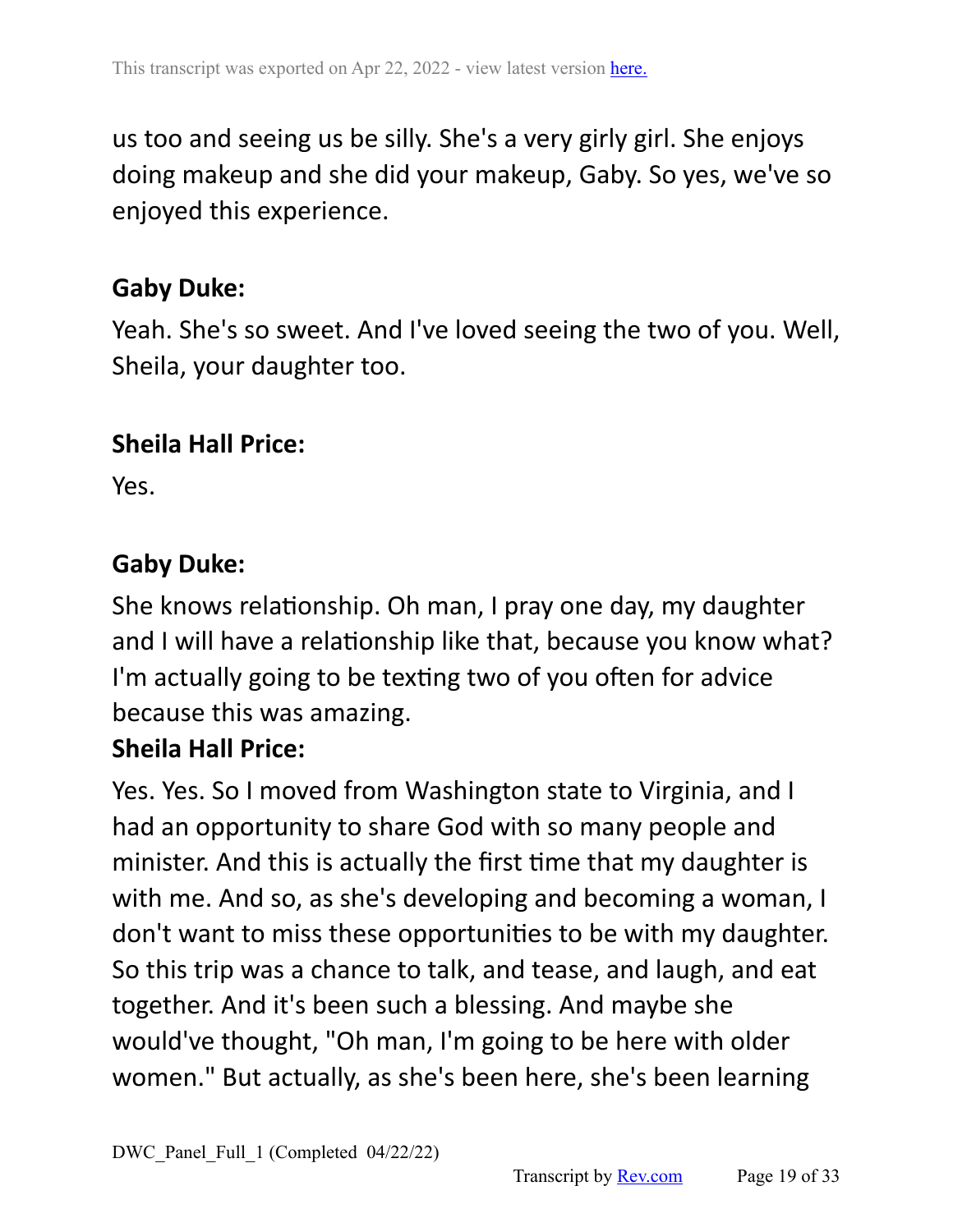us too and seeing us be silly. She's a very girly girl. She enjoys doing makeup and she did your makeup, Gaby. So yes, we've so enjoyed this experience.

**Gaby Duke:**

Yeah. She's so sweet. And I've loved seeing the two of you. Well, Sheila, your daughter too.

**Sheila Hall Price:**

Yes.

**Gaby Duke:**

She knows relationship. Oh man, I pray one day, my daughter and I will have a relationship like that, because you know what? I'm actually going to be texting two of you often for advice because this was amazing.

**Sheila Hall Price:**

Yes. Yes. So I moved from Washington state to Virginia, and I had an opportunity to share God with so many people and minister. And this is actually the first time that my daughter is with me. And so, as she's developing and becoming a woman, I don't want to miss these opportunities to be with my daughter. So this trip was a chance to talk, and tease, and laugh, and eat together. And it's been such a blessing. And maybe she would've thought, "Oh man, I'm going to be here with older women." But actually, as she's been here, she's been learning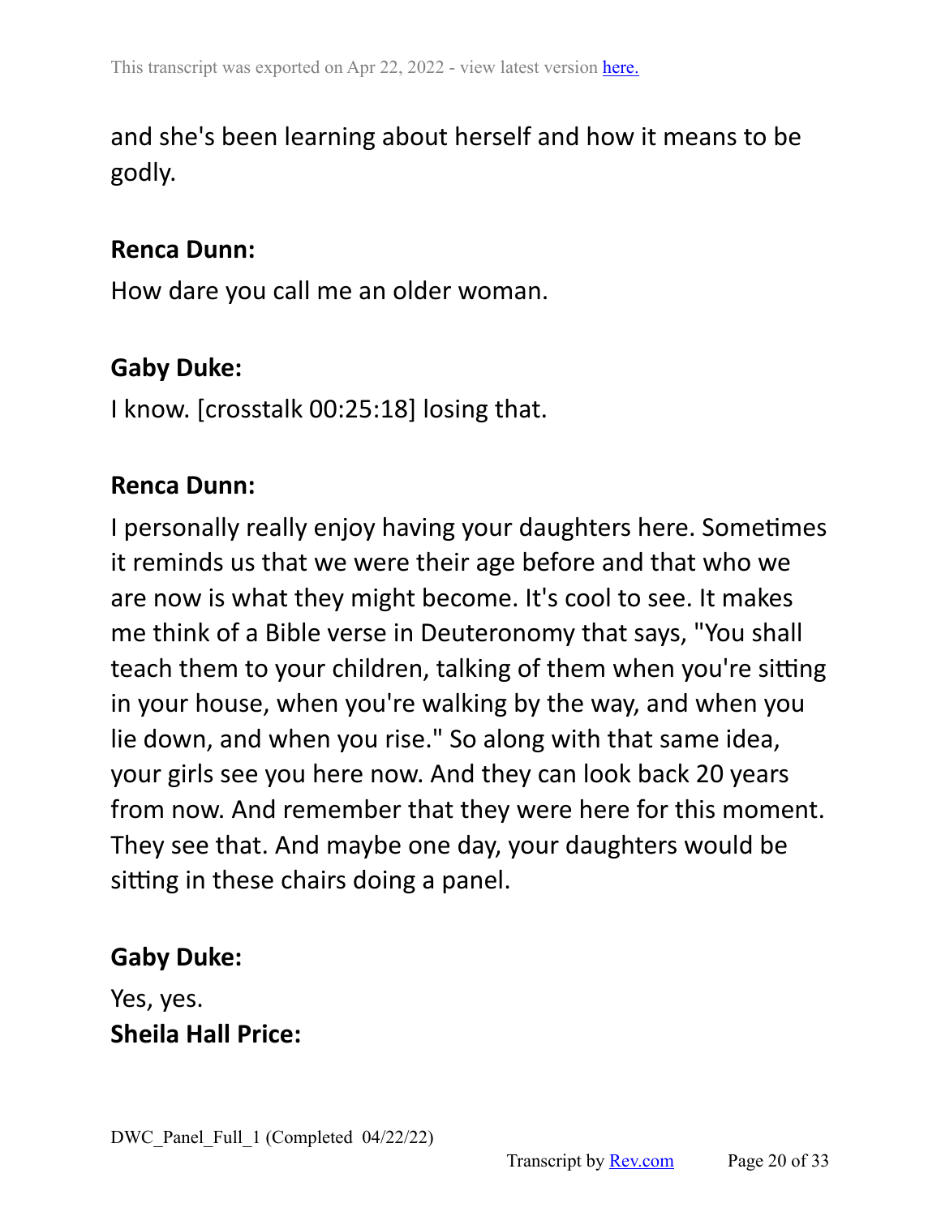and she's been learning about herself and how it means to be godly.

**Renca Dunn:**

How dare you call me an older woman.

**Gaby Duke:**

I know. [crosstalk 00:25:18] losing that.

**Renca Dunn:**

I personally really enjoy having your daughters here. Sometimes it reminds us that we were their age before and that who we are now is what they might become. It's cool to see. It makes me think of a Bible verse in Deuteronomy that says, "You shall teach them to your children, talking of them when you're sitting in your house, when you're walking by the way, and when you lie down, and when you rise." So along with that same idea, your girls see you here now. And they can look back 20 years from now. And remember that they were here for this moment. They see that. And maybe one day, your daughters would be sitting in these chairs doing a panel.

**Gaby Duke:**

Yes, yes.

**Sheila Hall Price:**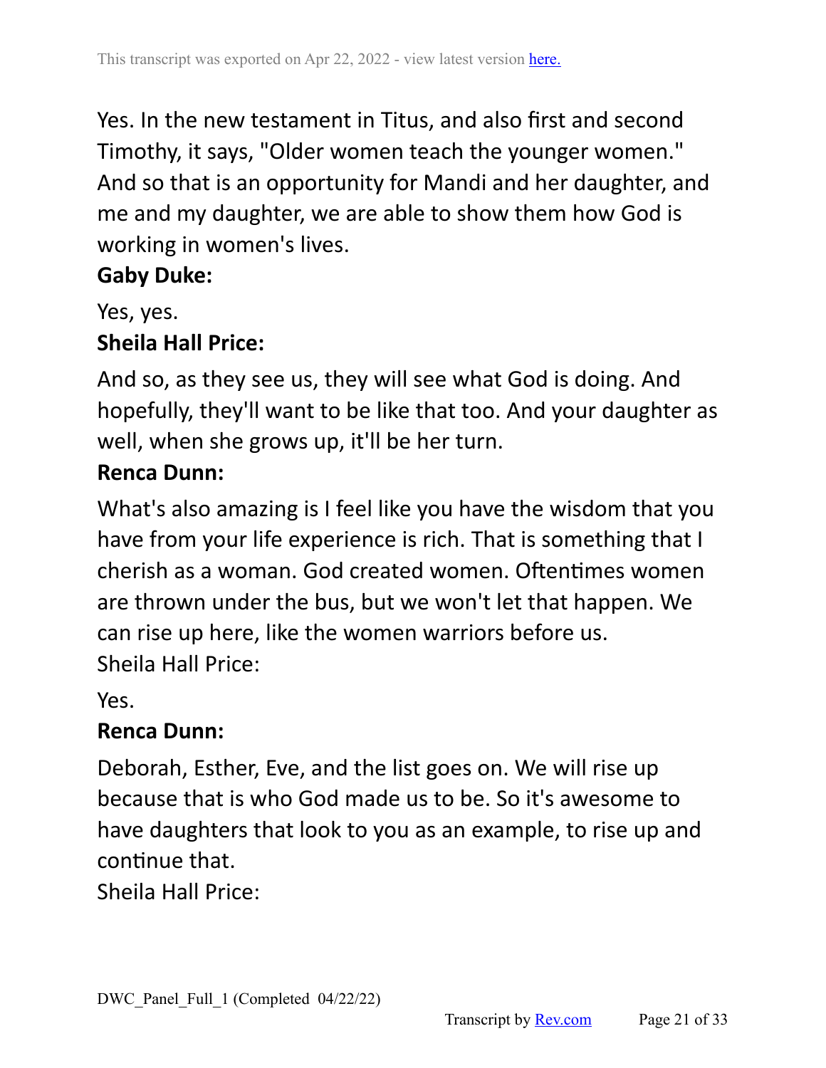Yes. In the new testament in Titus, and also first and second Timothy, it says, "Older women teach the younger women." And so that is an opportunity for Mandi and her daughter, and me and my daughter, we are able to show them how God is working in women's lives.

**Gaby Duke:**

Yes, yes.

**Sheila Hall Price:**

And so, as they see us, they will see what God is doing. And hopefully, they'll want to be like that too. And your daughter as well, when she grows up, it'll be her turn.

**Renca Dunn:**

What's also amazing is I feel like you have the wisdom that you have from your life experience is rich. That is something that I cherish as a woman. God created women. Oftentimes women are thrown under the bus, but we won't let that happen. We can rise up here, like the women warriors before us.

Sheila Hall Price:

Yes.

**Renca Dunn:**

Deborah, Esther, Eve, and the list goes on. We will rise up because that is who God made us to be. So it's awesome to have daughters that look to you as an example, to rise up and continue that.

Sheila Hall Price: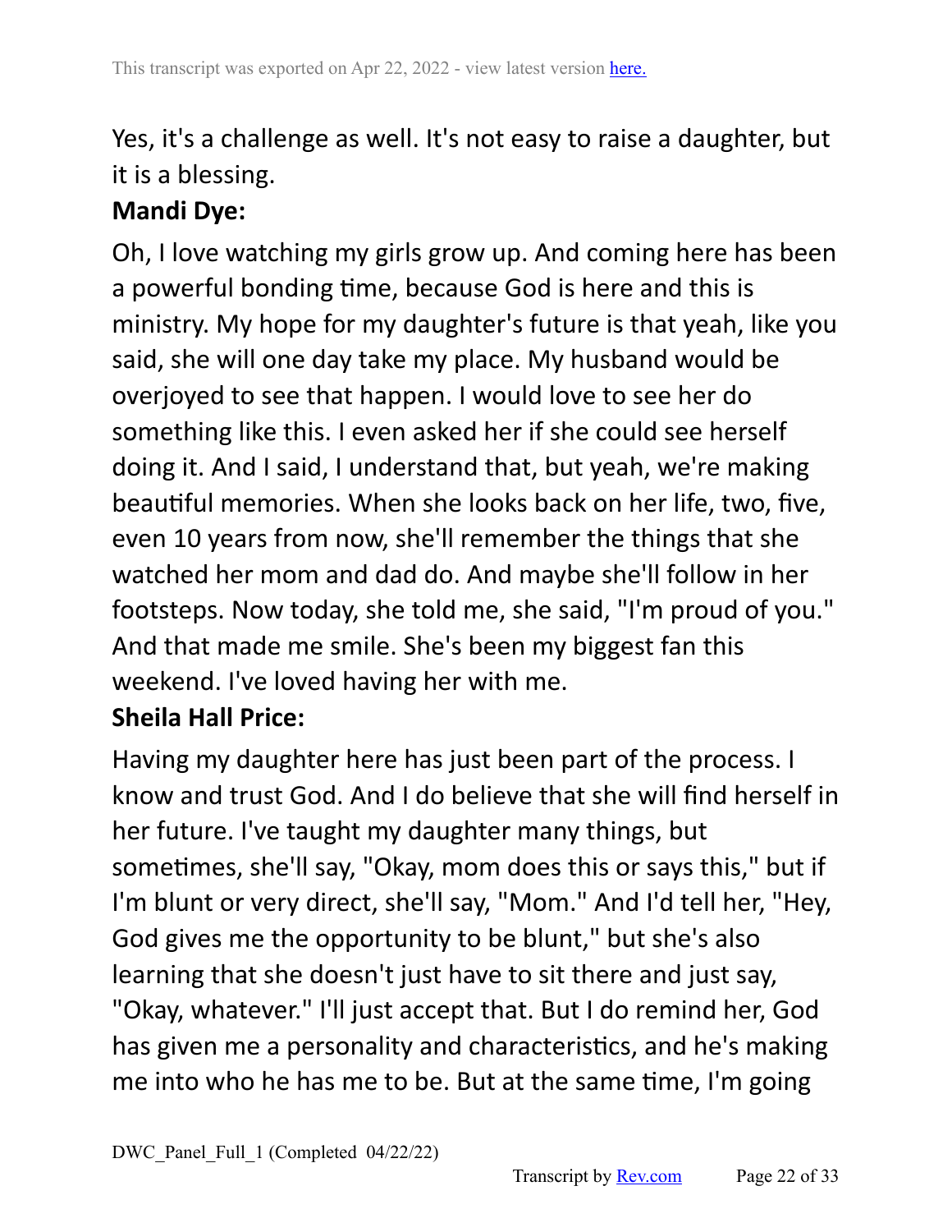Yes, it's a challenge as well. It's not easy to raise a daughter, but it is a blessing.

**Mandi Dye:**

Oh, I love watching my girls grow up. And coming here has been a powerful bonding time, because God is here and this is ministry. My hope for my daughter's future is that yeah, like you said, she will one day take my place. My husband would be overjoyed to see that happen. I would love to see her do something like this. I even asked her if she could see herself doing it. And I said, I understand that, but yeah, we're making beautiful memories. When she looks back on her life, two, five, even 10 years from now, she'll remember the things that she watched her mom and dad do. And maybe she'll follow in her footsteps. Now today, she told me, she said, "I'm proud of you." And that made me smile. She's been my biggest fan this weekend. I've loved having her with me.

**Sheila Hall Price:**

Having my daughter here has just been part of the process. I know and trust God. And I do believe that she will find herself in her future. I've taught my daughter many things, but sometimes, she'll say, "Okay, mom does this or says this," but if I'm blunt or very direct, she'll say, "Mom." And I'd tell her, "Hey, God gives me the opportunity to be blunt," but she's also learning that she doesn't just have to sit there and just say, "Okay, whatever." I'll just accept that. But I do remind her, God has given me a personality and characteristics, and he's making me into who he has me to be. But at the same time, I'm going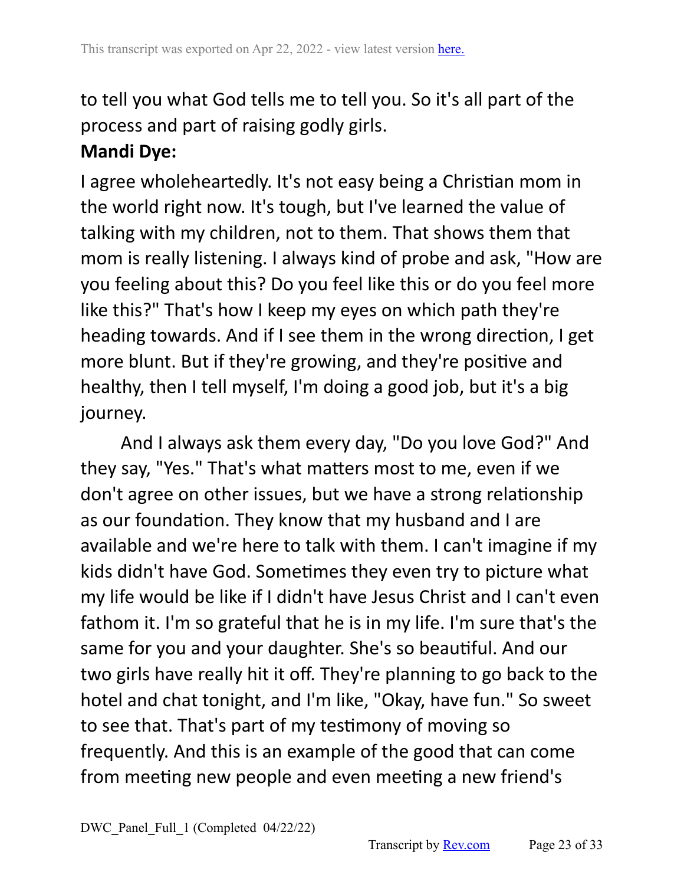to tell you what God tells me to tell you. So it's all part of the process and part of raising godly girls.

**Mandi Dye:**

I agree wholeheartedly. It's not easy being a Christian mom in the world right now. It's tough, but I've learned the value of talking with my children, not to them. That shows them that mom is really listening. I always kind of probe and ask, "How are you feeling about this? Do you feel like this or do you feel more like this?" That's how I keep my eyes on which path they're heading towards. And if I see them in the wrong direction, I get more blunt. But if they're growing, and they're positive and healthy, then I tell myself, I'm doing a good job, but it's a big journey.

And I always ask them every day, "Do you love God?" And they say, "Yes." That's what matters most to me, even if we don't agree on other issues, but we have a strong relationship as our foundation. They know that my husband and I are available and we're here to talk with them. I can't imagine if my kids didn't have God. Sometimes they even try to picture what my life would be like if I didn't have Jesus Christ and I can't even fathom it. I'm so grateful that he is in my life. I'm sure that's the same for you and your daughter. She's so beautiful. And our two girls have really hit it off. They're planning to go back to the hotel and chat tonight, and I'm like, "Okay, have fun." So sweet to see that. That's part of my testimony of moving so frequently. And this is an example of the good that can come from meeting new people and even meeting a new friend's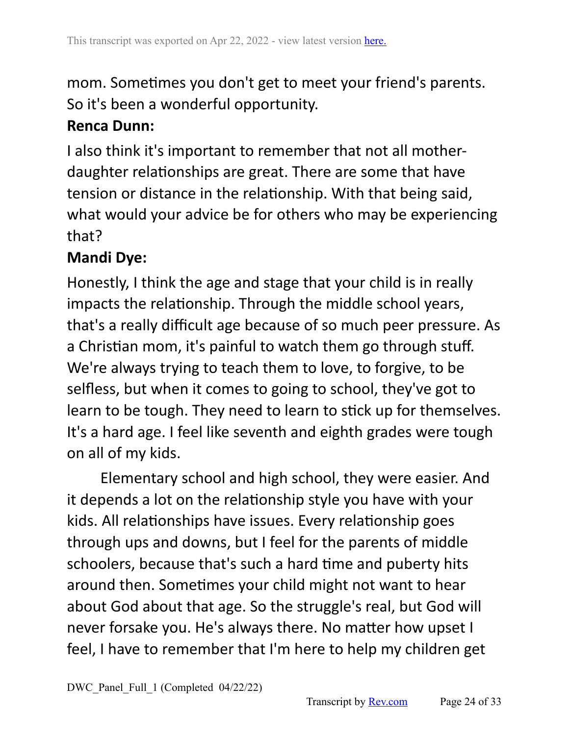mom. Sometimes you don't get to meet your friend's parents. So it's been a wonderful opportunity.

**Renca Dunn:**

I also think it's important to remember that not all mother-daughter relationships are great. There are some that have tension or distance in the relationship. With that being said, what would your advice be for others who may be experiencing that?

**Mandi Dye:**

Honestly, I think the age and stage that your child is in really impacts the relationship. Through the middle school years, that's a really difficult age because of so much peer pressure. As a Christian mom, it's painful to watch them go through stuff. We're always trying to teach them to love, to forgive, to be selfless, but when it comes to going to school, they've got to learn to be tough. They need to learn to stick up for themselves. It's a hard age. I feel like seventh and eighth grades were tough on all of my kids.

Elementary school and high school, they were easier. And it depends a lot on the relationship style you have with your kids. All relationships have issues. Every relationship goes through ups and downs, but I feel for the parents of middle schoolers, because that's such a hard time and puberty hits around then. Sometimes your child might not want to hear about God about that age. So the struggle's real, but God will never forsake you. He's always there. No matter how upset I feel, I have to remember that I'm here to help my children get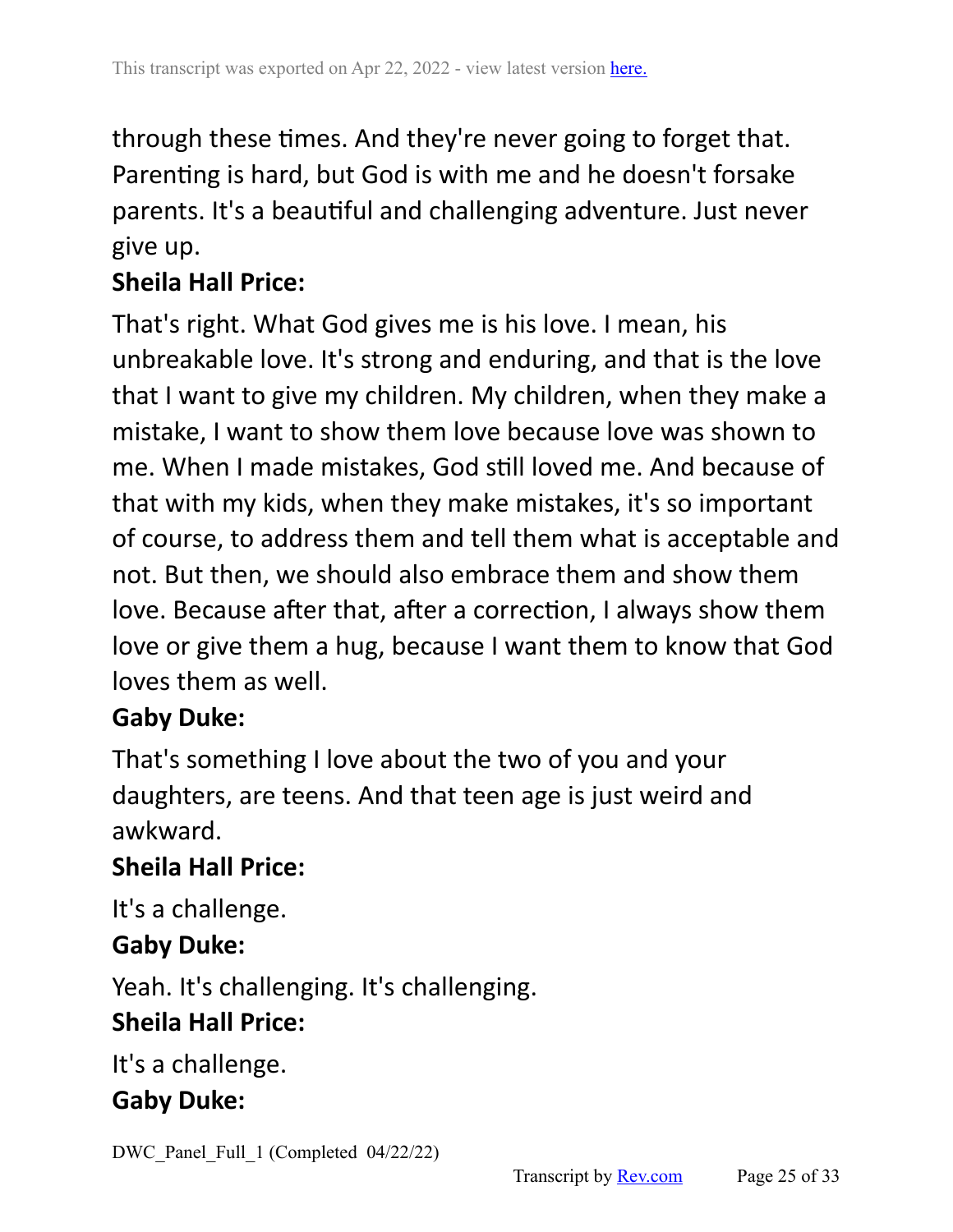through these times. And they're never going to forget that. Parenting is hard, but God is with me and he doesn't forsake parents. It's a beautiful and challenging adventure. Just never give up.

**Sheila Hall Price:**

That's right. What God gives me is his love. I mean, his unbreakable love. It's strong and enduring, and that is the love that I want to give my children. My children, when they make a mistake, I want to show them love because love was shown to me. When I made mistakes, God still loved me. And because of that with my kids, when they make mistakes, it's so important of course, to address them and tell them what is acceptable and not. But then, we should also embrace them and show them love. Because after that, after a correction, I always show them love or give them a hug, because I want them to know that God loves them as well.

**Gaby Duke:**

That's something I love about the two of you and your daughters, are teens. And that teen age is just weird and awkward.

**Sheila Hall Price:**

It's a challenge.

**Gaby Duke:**

Yeah. It's challenging. It's challenging.

**Sheila Hall Price:**

It's a challenge.

**Gaby Duke:**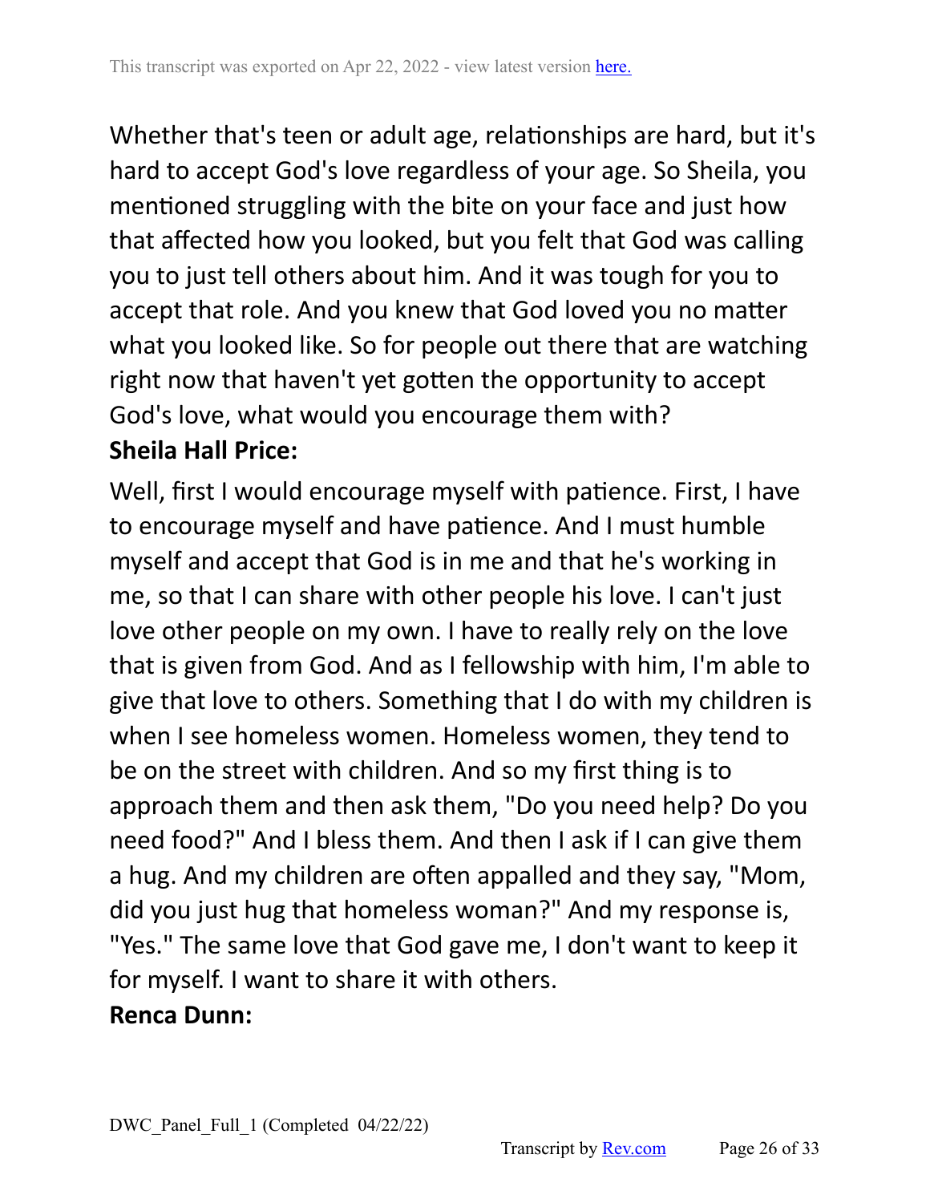Whether that's teen or adult age, relationships are hard, but it's hard to accept God's love regardless of your age. So Sheila, you mentioned struggling with the bite on your face and just how that affected how you looked, but you felt that God was calling you to just tell others about him. And it was tough for you to accept that role. And you knew that God loved you no matter what you looked like. So for people out there that are watching right now that haven't yet gotten the opportunity to accept God's love, what would you encourage them with?

**Sheila Hall Price:**

Well, first I would encourage myself with patience. First, I have to encourage myself and have patience. And I must humble myself and accept that God is in me and that he's working in me, so that I can share with other people his love. I can't just love other people on my own. I have to really rely on the love that is given from God. And as I fellowship with him, I'm able to give that love to others. Something that I do with my children is when I see homeless women. Homeless women, they tend to be on the street with children. And so my first thing is to approach them and then ask them, "Do you need help? Do you need food?" And I bless them. And then I ask if I can give them a hug. And my children are often appalled and they say, "Mom, did you just hug that homeless woman?" And my response is, "Yes." The same love that God gave me, I don't want to keep it for myself. I want to share it with others.

**Renca Dunn:**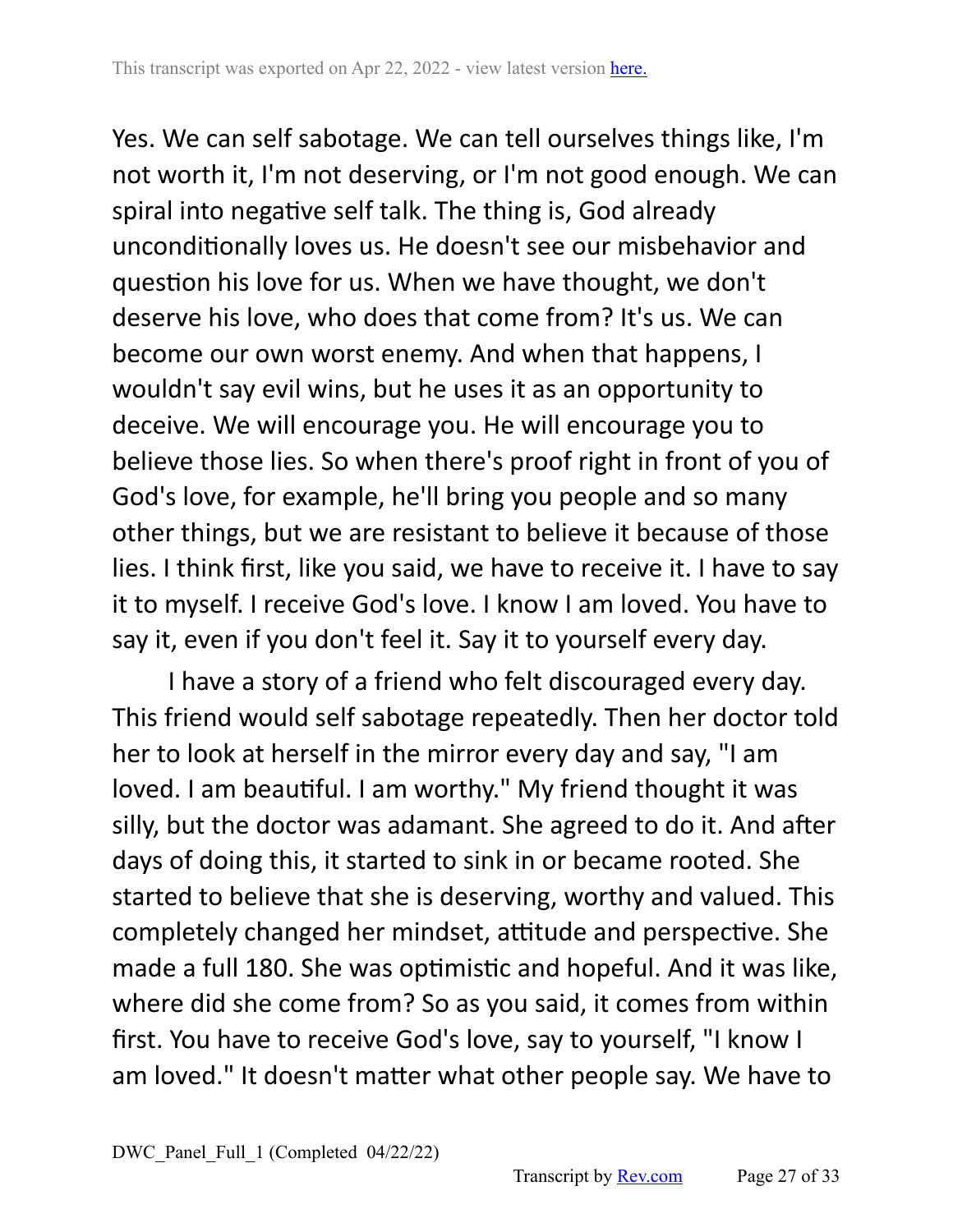Yes. We can self sabotage. We can tell ourselves things like, I'm not worth it, I'm not deserving, or I'm not good enough. We can spiral into negative self talk. The thing is, God already unconditionally loves us. He doesn't see our misbehavior and question his love for us. When we have thought, we don't deserve his love, who does that come from? It's us. We can become our own worst enemy. And when that happens, I wouldn't say evil wins, but he uses it as an opportunity to deceive. We will encourage you. He will encourage you to believe those lies. So when there's proof right in front of you of God's love, for example, he'll bring you people and so many other things, but we are resistant to believe it because of those lies. I think first, like you said, we have to receive it. I have to say it to myself. I receive God's love. I know I am loved. You have to say it, even if you don't feel it. Say it to yourself every day.

I have a story of a friend who felt discouraged every day. This friend would self sabotage repeatedly. Then her doctor told her to look at herself in the mirror every day and say, "I am loved. I am beautiful. I am worthy." My friend thought it was silly, but the doctor was adamant. She agreed to do it. And after days of doing this, it started to sink in or became rooted. She started to believe that she is deserving, worthy and valued. This completely changed her mindset, attitude and perspective. She made a full 180. She was optimistic and hopeful. And it was like, where did she come from? So as you said, it comes from within first. You have to receive God's love, say to yourself, "I know I am loved." It doesn't matter what other people say. We have to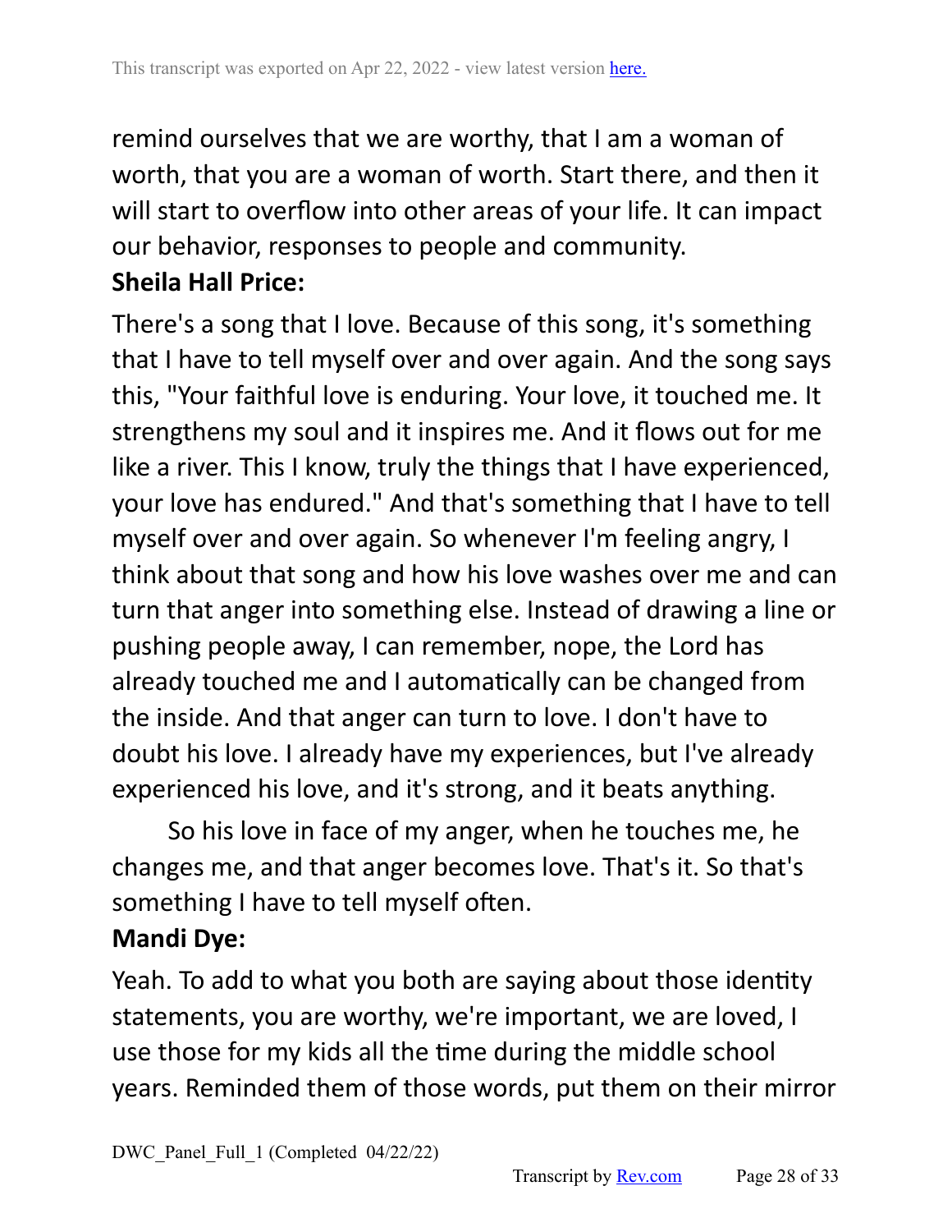remind ourselves that we are worthy, that I am a woman of worth, that you are a woman of worth. Start there, and then it will start to overflow into other areas of your life. It can impact our behavior, responses to people and community.

**Sheila Hall Price:**

There's a song that I love. Because of this song, it's something that I have to tell myself over and over again. And the song says this, "Your faithful love is enduring. Your love, it touched me. It strengthens my soul and it inspires me. And it flows out for me like a river. This I know, truly the things that I have experienced, your love has endured." And that's something that I have to tell myself over and over again. So whenever I'm feeling angry, I think about that song and how his love washes over me and can turn that anger into something else. Instead of drawing a line or pushing people away, I can remember, nope, the Lord has already touched me and I automatically can be changed from the inside. And that anger can turn to love. I don't have to doubt his love. I already have my experiences, but I've already experienced his love, and it's strong, and it beats anything.

So his love in face of my anger, when he touches me, he changes me, and that anger becomes love. That's it. So that's something I have to tell myself often.

**Mandi Dye:**

Yeah. To add to what you both are saying about those identity statements, you are worthy, we're important, we are loved, I use those for my kids all the time during the middle school years. Reminded them of those words, put them on their mirror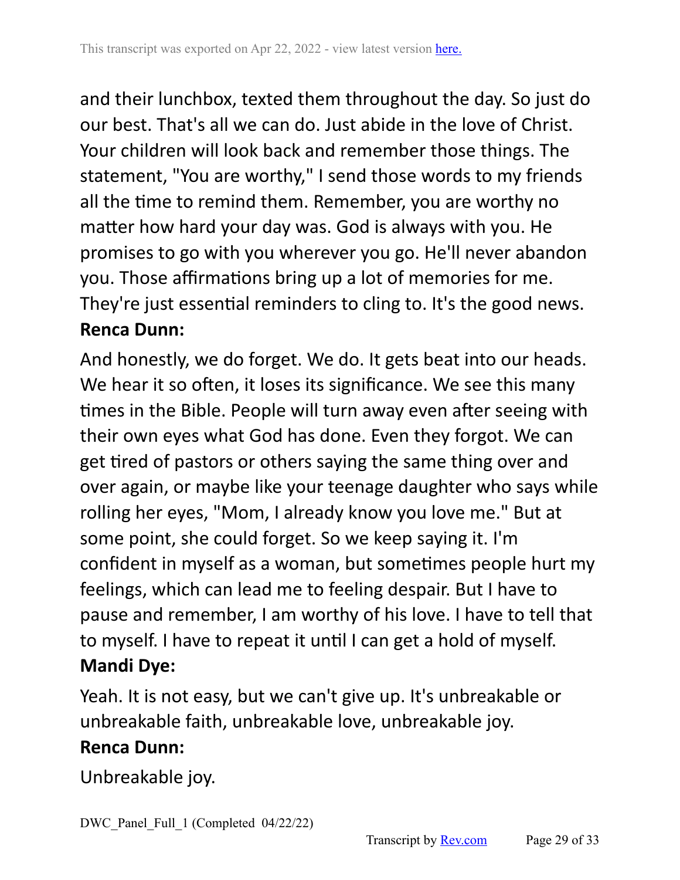and their lunchbox, texted them throughout the day. So just do our best. That's all we can do. Just abide in the love of Christ. Your children will look back and remember those things. The statement, "You are worthy," I send those words to my friends all the time to remind them. Remember, you are worthy no matter how hard your day was. God is always with you. He promises to go with you wherever you go. He'll never abandon you. Those affirmations bring up a lot of memories for me. They're just essential reminders to cling to. It's the good news.

**Renca Dunn:**

And honestly, we do forget. We do. It gets beat into our heads. We hear it so often, it loses its significance. We see this many times in the Bible. People will turn away even after seeing with their own eyes what God has done. Even they forgot. We can get tired of pastors or others saying the same thing over and over again, or maybe like your teenage daughter who says while rolling her eyes, "Mom, I already know you love me." But at some point, she could forget. So we keep saying it. I'm confident in myself as a woman, but sometimes people hurt my feelings, which can lead me to feeling despair. But I have to pause and remember, I am worthy of his love. I have to tell that to myself. I have to repeat it until I can get a hold of myself.

**Mandi Dye:**

Yeah. It is not easy, but we can't give up. It's unbreakable or unbreakable faith, unbreakable love, unbreakable joy.

**Renca Dunn:**

Unbreakable joy.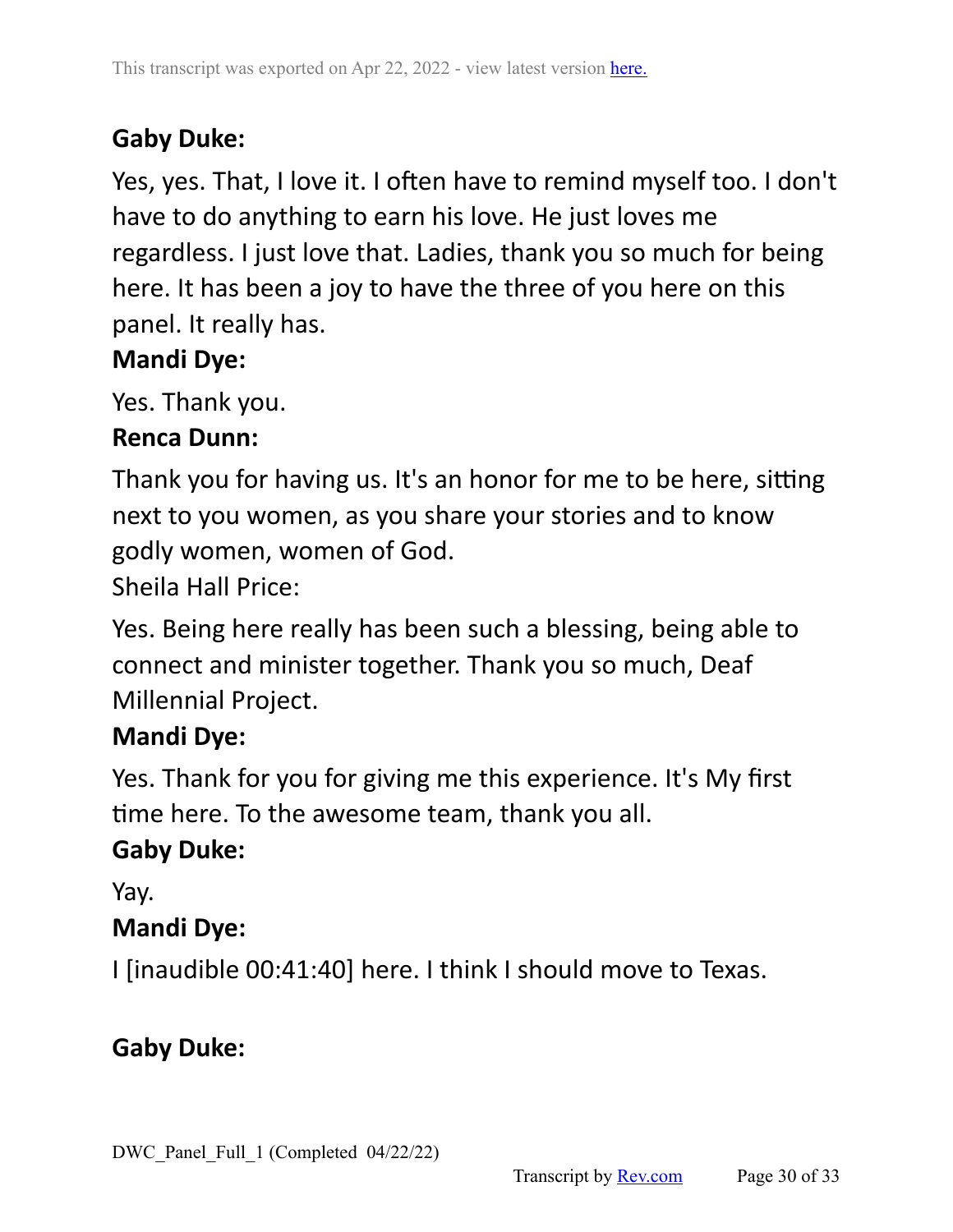**Gaby Duke:**

Yes, yes. That, I love it. I often have to remind myself too. I don't have to do anything to earn his love. He just loves me regardless. I just love that. Ladies, thank you so much for being here. It has been a joy to have the three of you here on this panel. It really has.

**Mandi Dye:**

Yes. Thank you.

**Renca Dunn:**

Thank you for having us. It's an honor for me to be here, sitting next to you women, as you share your stories and to know godly women, women of God.

Sheila Hall Price:

Yes. Being here really has been such a blessing, being able to connect and minister together. Thank you so much, Deaf Millennial Project.

**Mandi Dye:**

Yes. Thank for you for giving me this experience. It's My first time here. To the awesome team, thank you all.

**Gaby Duke:**

Yay.

**Mandi Dye:**

I [inaudible 00:41:40] here. I think I should move to Texas.

**Gaby Duke:**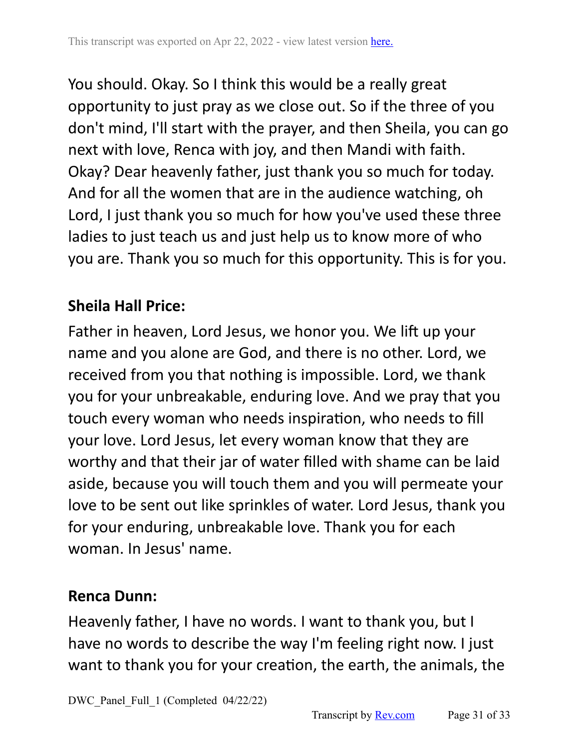You should. Okay. So I think this would be a really great opportunity to just pray as we close out. So if the three of you don't mind, I'll start with the prayer, and then Sheila, you can go next with love, Renca with joy, and then Mandi with faith. Okay? Dear heavenly father, just thank you so much for today. And for all the women that are in the audience watching, oh Lord, I just thank you so much for how you've used these three ladies to just teach us and just help us to know more of who you are. Thank you so much for this opportunity. This is for you.

**Sheila Hall Price:**

Father in heaven, Lord Jesus, we honor you. We lift up your name and you alone are God, and there is no other. Lord, we received from you that nothing is impossible. Lord, we thank you for your unbreakable, enduring love. And we pray that you touch every woman who needs inspiration, who needs to fill your love. Lord Jesus, let every woman know that they are worthy and that their jar of water filled with shame can be laid aside, because you will touch them and you will permeate your love to be sent out like sprinkles of water. Lord Jesus, thank you for your enduring, unbreakable love. Thank you for each woman. In Jesus' name.

**Renca Dunn:**

Heavenly father, I have no words. I want to thank you, but I have no words to describe the way I'm feeling right now. I just want to thank you for your creation, the earth, the animals, the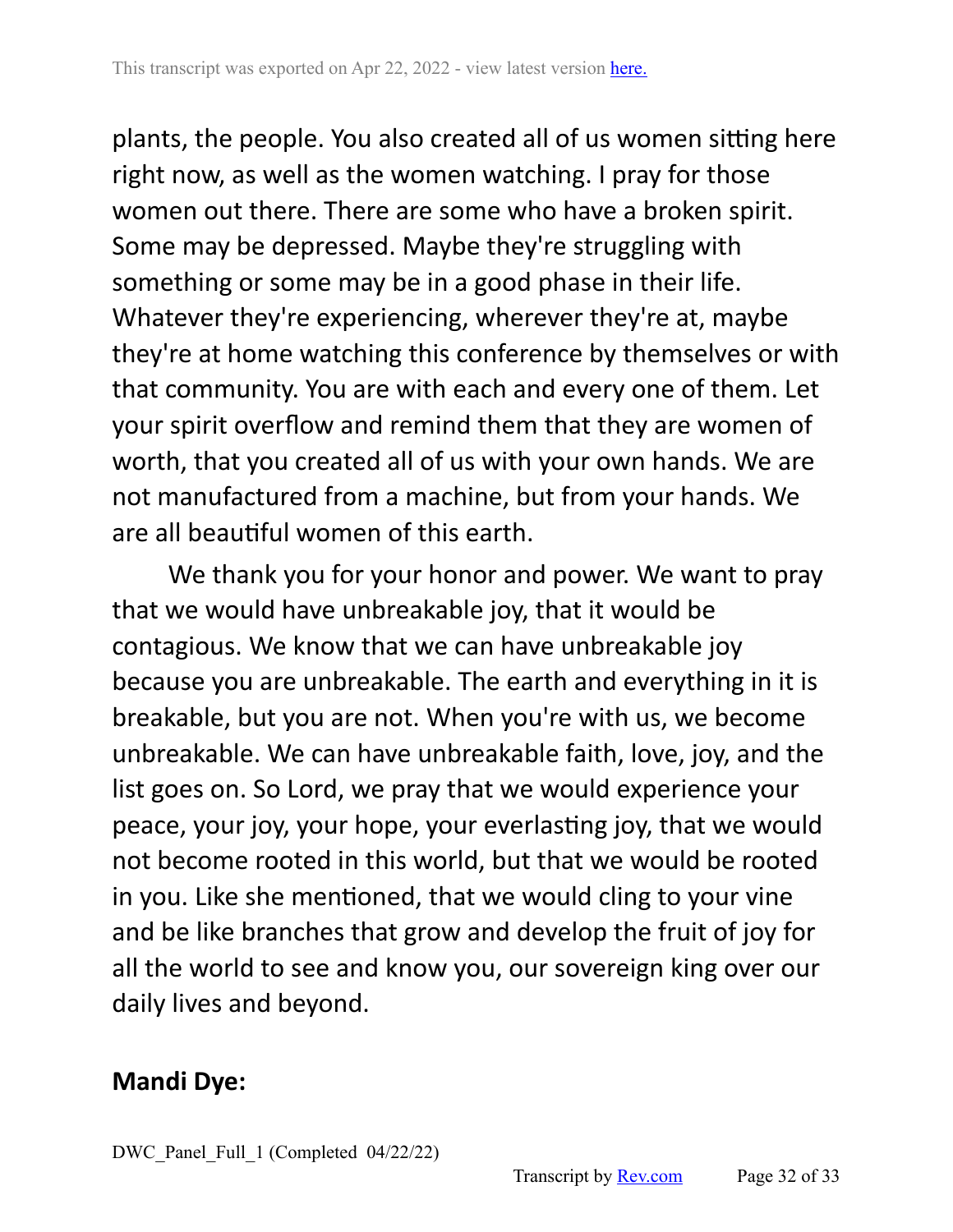plants, the people. You also created all of us women sitting here right now, as well as the women watching. I pray for those women out there. There are some who have a broken spirit. Some may be depressed. Maybe they're struggling with something or some may be in a good phase in their life. Whatever they're experiencing, wherever they're at, maybe they're at home watching this conference by themselves or with that community. You are with each and every one of them. Let your spirit overflow and remind them that they are women of worth, that you created all of us with your own hands. We are not manufactured from a machine, but from your hands. We are all beautiful women of this earth.

We thank you for your honor and power. We want to pray that we would have unbreakable joy, that it would be contagious. We know that we can have unbreakable joy because you are unbreakable. The earth and everything in it is breakable, but you are not. When you're with us, we become unbreakable. We can have unbreakable faith, love, joy, and the list goes on. So Lord, we pray that we would experience your peace, your joy, your hope, your everlasting joy, that we would not become rooted in this world, but that we would be rooted in you. Like she mentioned, that we would cling to your vine and be like branches that grow and develop the fruit of joy for all the world to see and know you, our sovereign king over our daily lives and beyond.

**Mandi Dye:**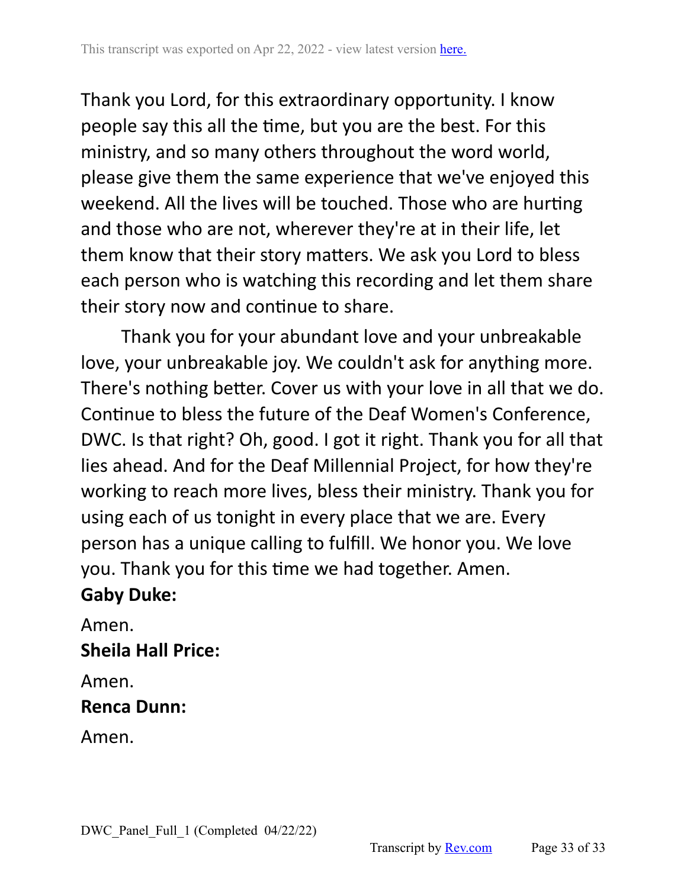Thank you Lord, for this extraordinary opportunity. I know people say this all the time, but you are the best. For this ministry, and so many others throughout the word world, please give them the same experience that we've enjoyed this weekend. All the lives will be touched. Those who are hurting and those who are not, wherever they're at in their life, let them know that their story matters. We ask you Lord to bless each person who is watching this recording and let them share their story now and continue to share.

Thank you for your abundant love and your unbreakable love, your unbreakable joy. We couldn't ask for anything more. There's nothing better. Cover us with your love in all that we do. Continue to bless the future of the Deaf Women's Conference, DWC. Is that right? Oh, good. I got it right. Thank you for all that lies ahead. And for the Deaf Millennial Project, for how they're working to reach more lives, bless their ministry. Thank you for using each of us tonight in every place that we are. Every person has a unique calling to fulfill. We honor you. We love you. Thank you for this time we had together. Amen.

**Gaby Duke:**

Amen.

**Sheila Hall Price:**

Amen.

**Renca Dunn:**

Amen.